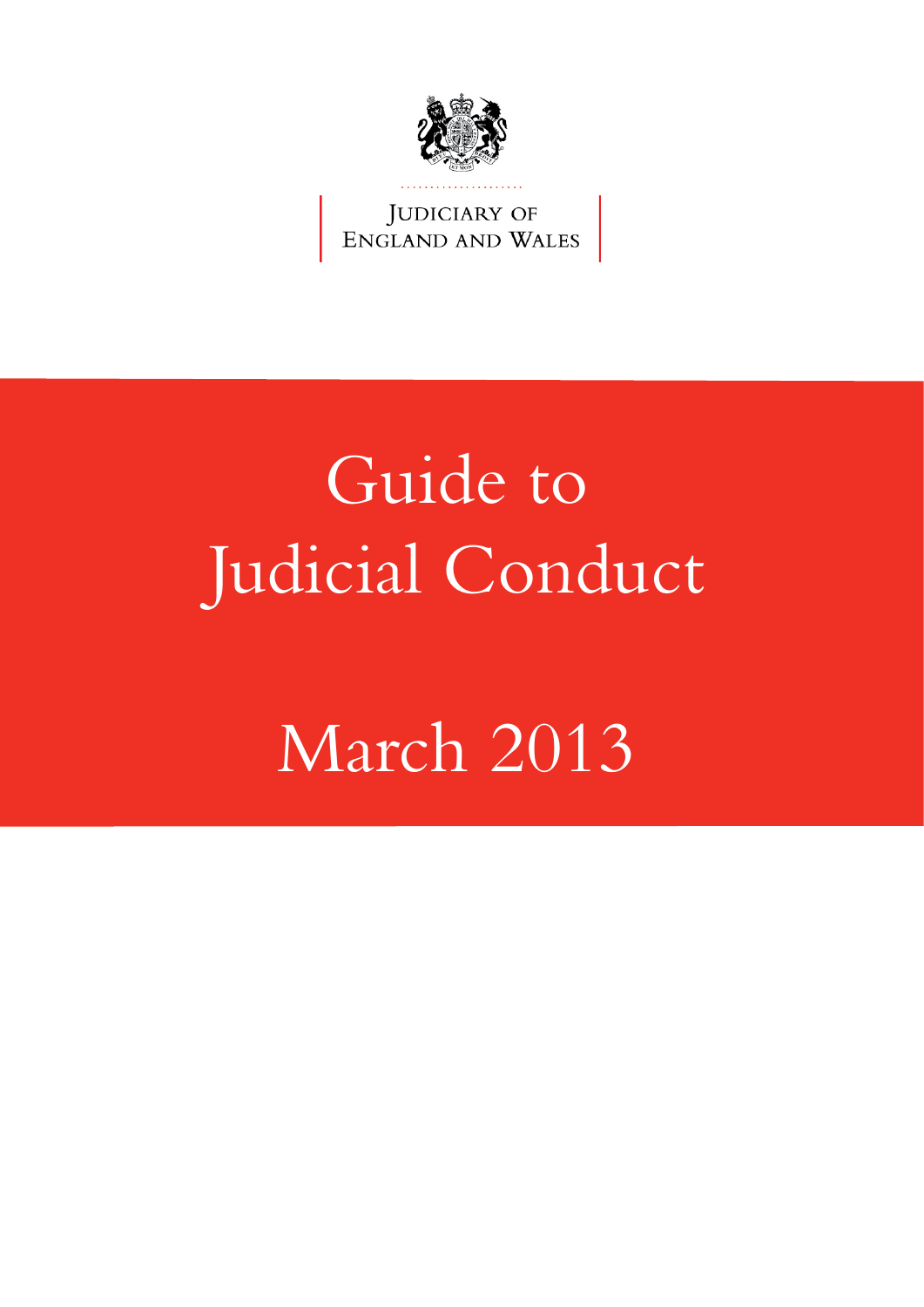Judiciary of England and Wales

# Guide to Judicial Conduct

# March 2013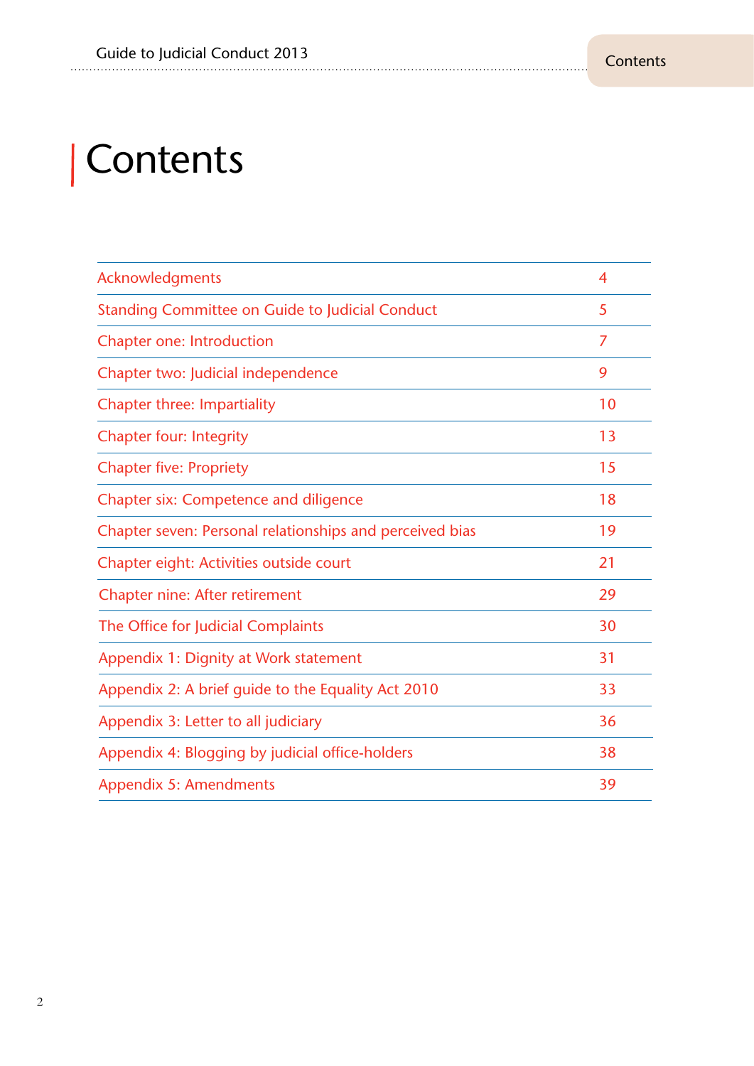# Contents

| | |
|---|---|
| Acknowledgments | 4 |
| Standing Committee on Guide to Judicial Conduct | 5 |
| Chapter one: Introduction | 7 |
| Chapter two: Judicial independence | 9 |
| Chapter three: Impartiality | 10 |
| Chapter four: Integrity | 13 |
| Chapter five: Propriety | 15 |
| Chapter six: Competence and diligence | 18 |
| Chapter seven: Personal relationships and perceived bias | 19 |
| Chapter eight: Activities outside court | 21 |
| Chapter nine: After retirement | 29 |
| The Office for Judicial Complaints | 30 |
| Appendix 1: Dignity at Work statement | 31 |
| Appendix 2: A brief guide to the Equality Act 2010 | 33 |
| Appendix 3: Letter to all judiciary | 36 |
| Appendix 4: Blogging by judicial office-holders | 38 |
| Appendix 5: Amendments | 39 |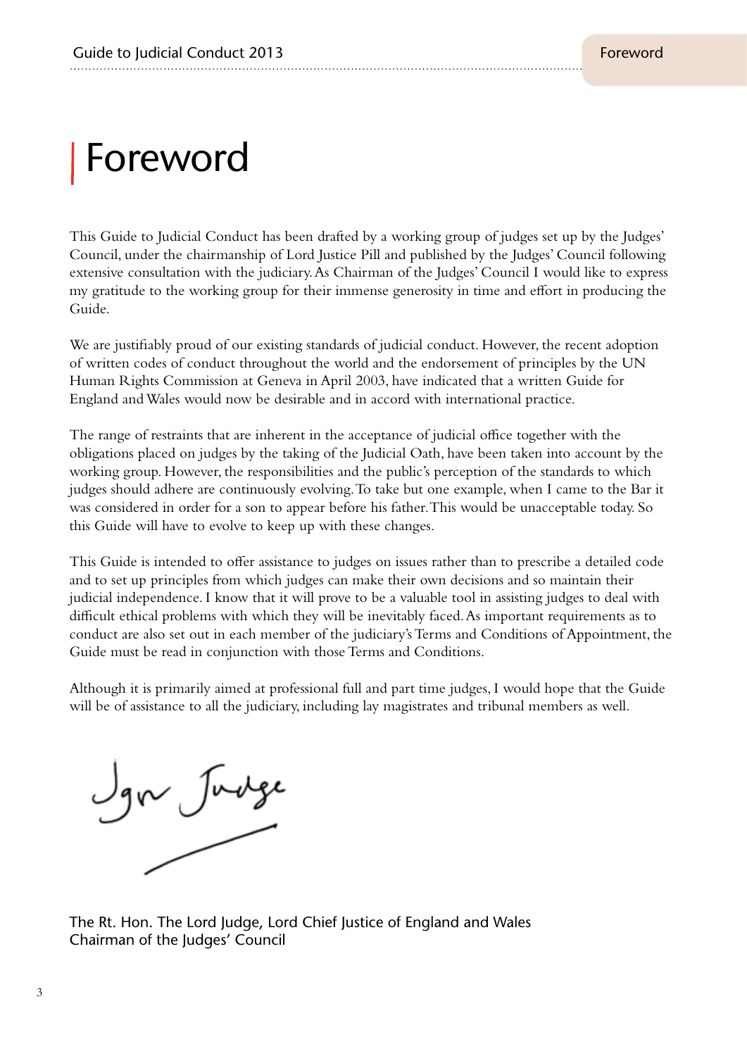# Foreword

This Guide to Judicial Conduct has been drafted by a working group of judges set up by the Judges' Council, under the chairmanship of Lord Justice Pill and published by the Judges' Council following extensive consultation with the judiciary. As Chairman of the Judges' Council I would like to express my gratitude to the working group for their immense generosity in time and effort in producing the Guide.

We are justifiably proud of our existing standards of judicial conduct. However, the recent adoption of written codes of conduct throughout the world and the endorsement of principles by the UN Human Rights Commission at Geneva in April 2003, have indicated that a written Guide for England and Wales would now be desirable and in accord with international practice.

The range of restraints that are inherent in the acceptance of judicial office together with the obligations placed on judges by the taking of the Judicial Oath, have been taken into account by the working group. However, the responsibilities and the public's perception of the standards to which judges should adhere are continuously evolving. To take but one example, when I came to the Bar it was considered in order for a son to appear before his father. This would be unacceptable today. So this Guide will have to evolve to keep up with these changes.

This Guide is intended to offer assistance to judges on issues rather than to prescribe a detailed code and to set up principles from which judges can make their own decisions and so maintain their judicial independence. I know that it will prove to be a valuable tool in assisting judges to deal with difficult ethical problems with which they will be inevitably faced. As important requirements as to conduct are also set out in each member of the judiciary's Terms and Conditions of Appointment, the Guide must be read in conjunction with those Terms and Conditions.

Although it is primarily aimed at professional full and part time judges, I would hope that the Guide will be of assistance to all the judiciary, including lay magistrates and tribunal members as well.

Igor Judge

The Rt. Hon. The Lord Judge, Lord Chief Justice of England and Wales
Chairman of the Judges' Council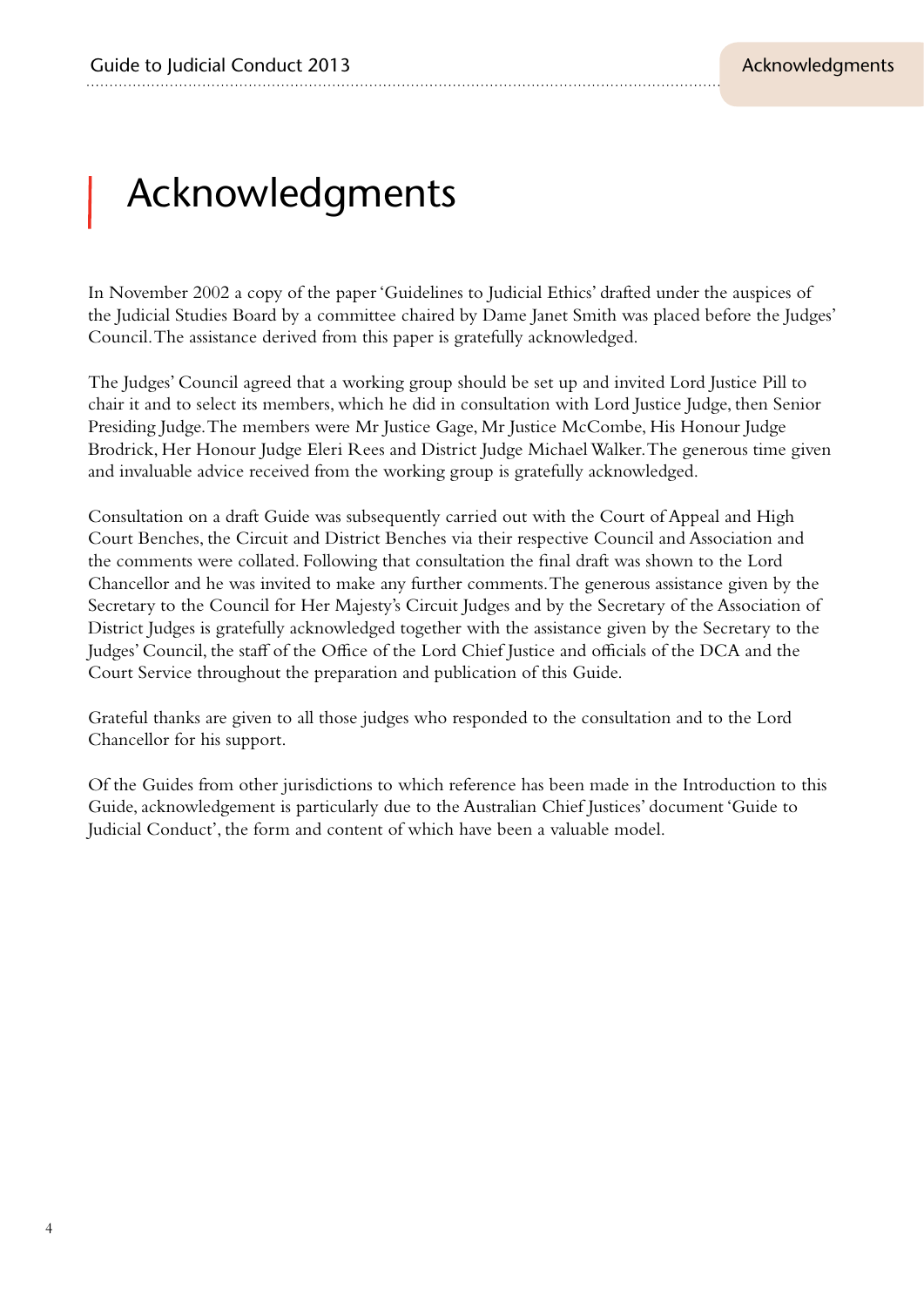# Acknowledgments

In November 2002 a copy of the paper 'Guidelines to Judicial Ethics' drafted under the auspices of the Judicial Studies Board by a committee chaired by Dame Janet Smith was placed before the Judges' Council. The assistance derived from this paper is gratefully acknowledged.

The Judges' Council agreed that a working group should be set up and invited Lord Justice Pill to chair it and to select its members, which he did in consultation with Lord Justice Judge, then Senior Presiding Judge. The members were Mr Justice Gage, Mr Justice McCombe, His Honour Judge Brodrick, Her Honour Judge Eleri Rees and District Judge Michael Walker. The generous time given and invaluable advice received from the working group is gratefully acknowledged.

Consultation on a draft Guide was subsequently carried out with the Court of Appeal and High Court Benches, the Circuit and District Benches via their respective Council and Association and the comments were collated. Following that consultation the final draft was shown to the Lord Chancellor and he was invited to make any further comments. The generous assistance given by the Secretary to the Council for Her Majesty's Circuit Judges and by the Secretary of the Association of District Judges is gratefully acknowledged together with the assistance given by the Secretary to the Judges' Council, the staff of the Office of the Lord Chief Justice and officials of the DCA and the Court Service throughout the preparation and publication of this Guide.

Grateful thanks are given to all those judges who responded to the consultation and to the Lord Chancellor for his support.

Of the Guides from other jurisdictions to which reference has been made in the Introduction to this Guide, acknowledgement is particularly due to the Australian Chief Justices' document 'Guide to Judicial Conduct', the form and content of which have been a valuable model.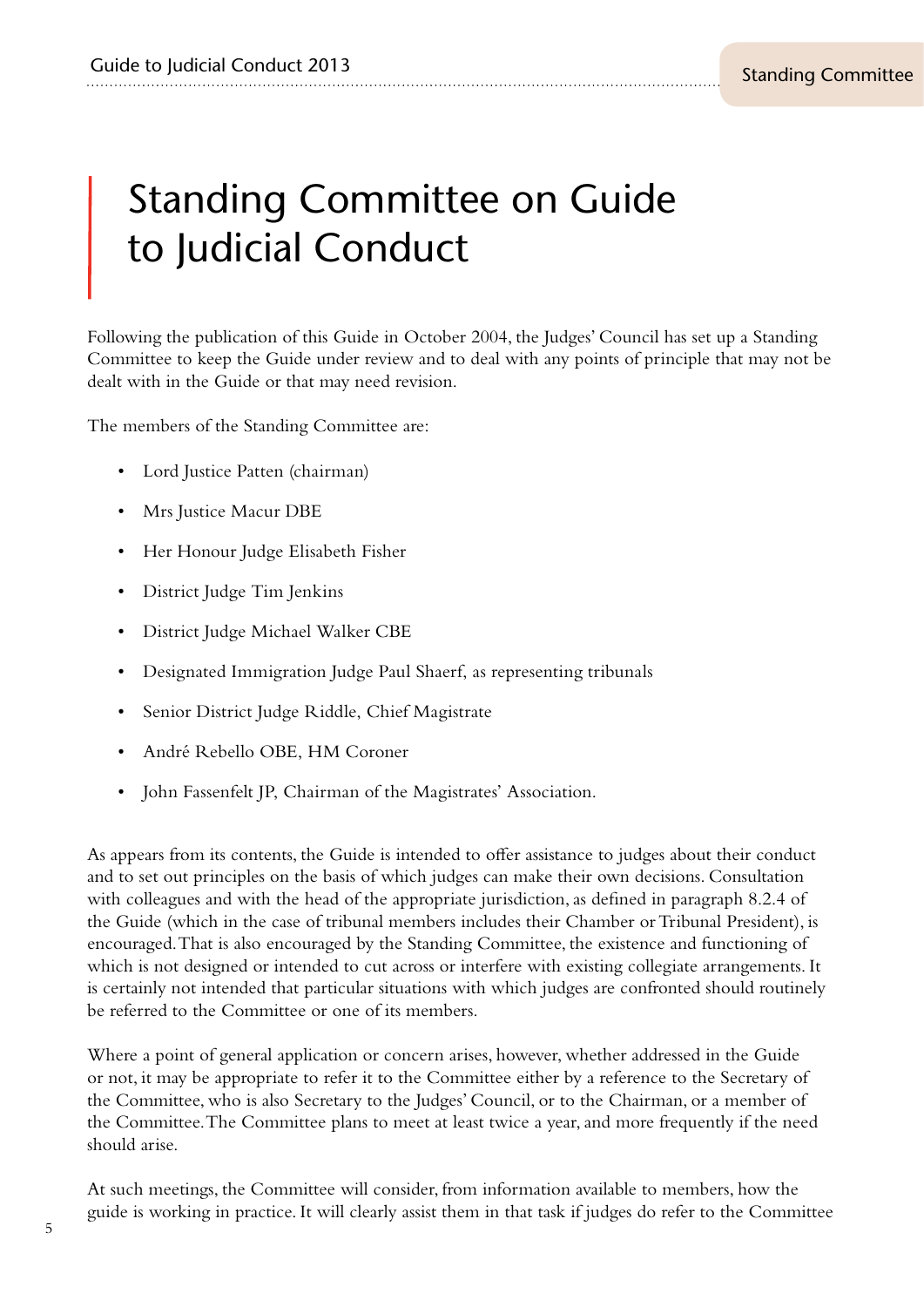# Standing Committee on Guide to Judicial Conduct

Following the publication of this Guide in October 2004, the Judges' Council has set up a Standing Committee to keep the Guide under review and to deal with any points of principle that may not be dealt with in the Guide or that may need revision.

The members of the Standing Committee are:

- Lord Justice Patten (chairman)
- Mrs Justice Macur DBE
- Her Honour Judge Elisabeth Fisher
- District Judge Tim Jenkins
- District Judge Michael Walker CBE
- Designated Immigration Judge Paul Shaerf, as representing tribunals
- Senior District Judge Riddle, Chief Magistrate
- André Rebello OBE, HM Coroner
- John Fassenfelt JP, Chairman of the Magistrates' Association.

As appears from its contents, the Guide is intended to offer assistance to judges about their conduct and to set out principles on the basis of which judges can make their own decisions. Consultation with colleagues and with the head of the appropriate jurisdiction, as defined in paragraph 8.2.4 of the Guide (which in the case of tribunal members includes their Chamber or Tribunal President), is encouraged. That is also encouraged by the Standing Committee, the existence and functioning of which is not designed or intended to cut across or interfere with existing collegiate arrangements. It is certainly not intended that particular situations with which judges are confronted should routinely be referred to the Committee or one of its members.

Where a point of general application or concern arises, however, whether addressed in the Guide or not, it may be appropriate to refer it to the Committee either by a reference to the Secretary of the Committee, who is also Secretary to the Judges' Council, or to the Chairman, or a member of the Committee. The Committee plans to meet at least twice a year, and more frequently if the need should arise.

At such meetings, the Committee will consider, from information available to members, how the guide is working in practice. It will clearly assist them in that task if judges do refer to the Committee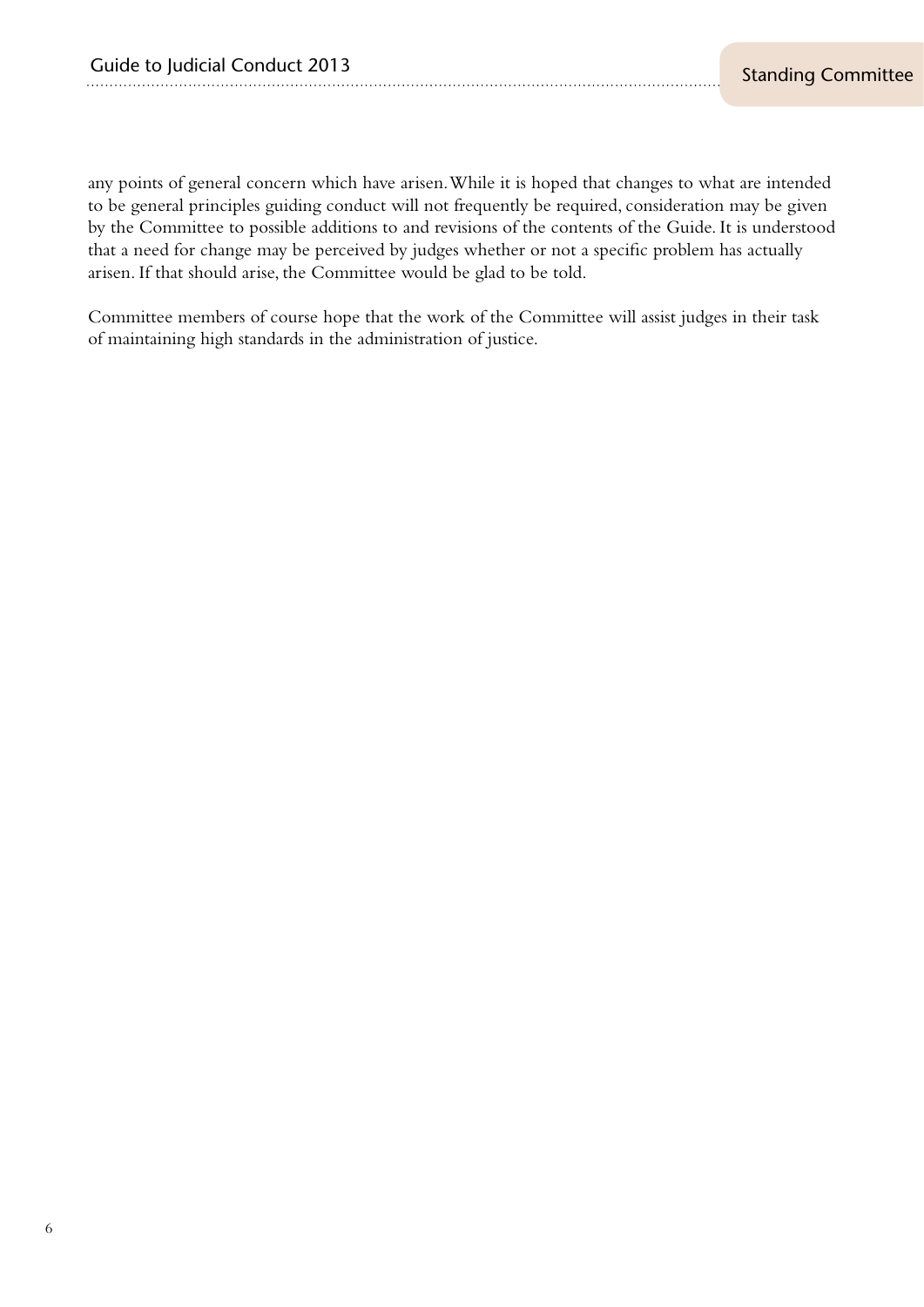any points of general concern which have arisen. While it is hoped that changes to what are intended to be general principles guiding conduct will not frequently be required, consideration may be given by the Committee to possible additions to and revisions of the contents of the Guide. It is understood that a need for change may be perceived by judges whether or not a specific problem has actually arisen. If that should arise, the Committee would be glad to be told.

Committee members of course hope that the work of the Committee will assist judges in their task of maintaining high standards in the administration of justice.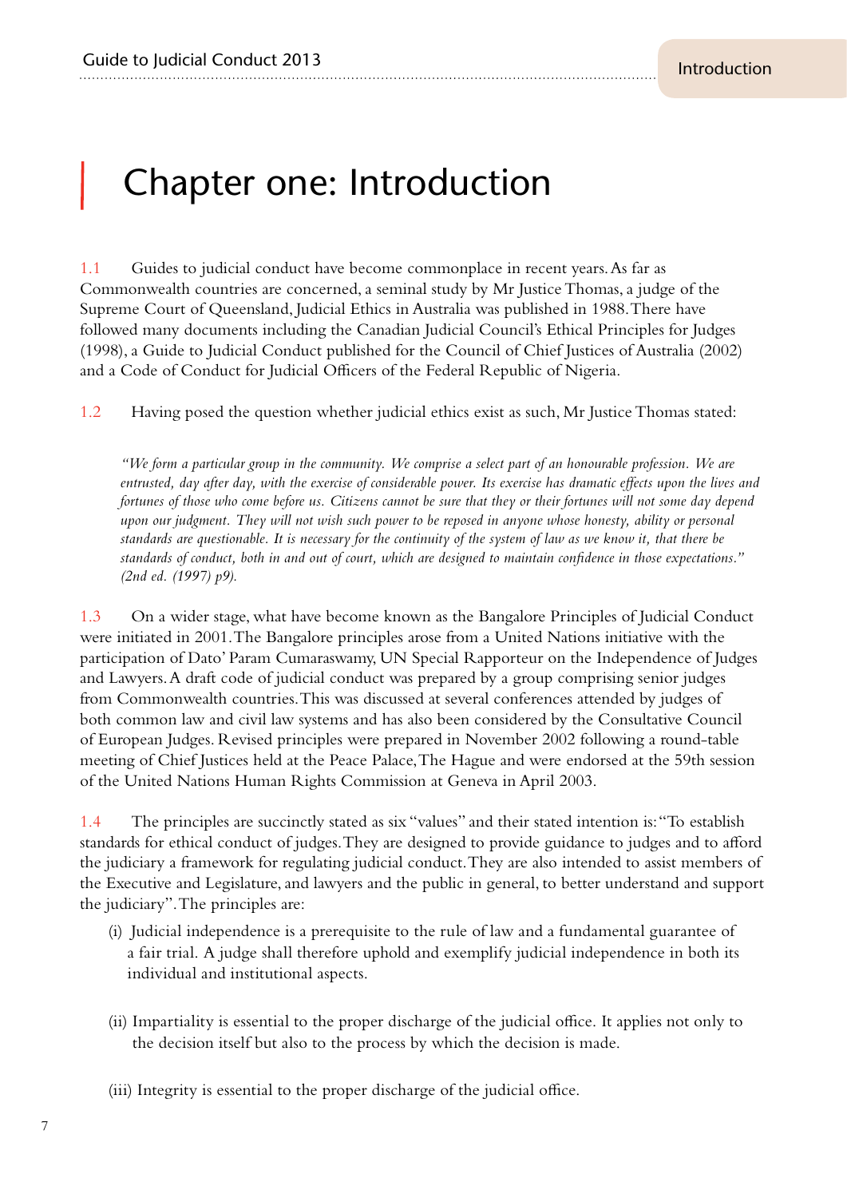# Chapter one: Introduction

1.1 Guides to judicial conduct have become commonplace in recent years. As far as Commonwealth countries are concerned, a seminal study by Mr Justice Thomas, a judge of the Supreme Court of Queensland, Judicial Ethics in Australia was published in 1988. There have followed many documents including the Canadian Judicial Council's Ethical Principles for Judges (1998), a Guide to Judicial Conduct published for the Council of Chief Justices of Australia (2002) and a Code of Conduct for Judicial Officers of the Federal Republic of Nigeria.

1.2 Having posed the question whether judicial ethics exist as such, Mr Justice Thomas stated:

> *"We form a particular group in the community. We comprise a select part of an honourable profession. We are entrusted, day after day, with the exercise of considerable power. Its exercise has dramatic effects upon the lives and fortunes of those who come before us. Citizens cannot be sure that they or their fortunes will not some day depend upon our judgment. They will not wish such power to be reposed in anyone whose honesty, ability or personal standards are questionable. It is necessary for the continuity of the system of law as we know it, that there be standards of conduct, both in and out of court, which are designed to maintain confidence in those expectations." (2nd ed. (1997) p9).*

1.3 On a wider stage, what have become known as the Bangalore Principles of Judicial Conduct were initiated in 2001. The Bangalore principles arose from a United Nations initiative with the participation of Dato' Param Cumaraswamy, UN Special Rapporteur on the Independence of Judges and Lawyers. A draft code of judicial conduct was prepared by a group comprising senior judges from Commonwealth countries. This was discussed at several conferences attended by judges of both common law and civil law systems and has also been considered by the Consultative Council of European Judges. Revised principles were prepared in November 2002 following a round-table meeting of Chief Justices held at the Peace Palace, The Hague and were endorsed at the 59th session of the United Nations Human Rights Commission at Geneva in April 2003.

1.4 The principles are succinctly stated as six "values" and their stated intention is: "To establish standards for ethical conduct of judges. They are designed to provide guidance to judges and to afford the judiciary a framework for regulating judicial conduct. They are also intended to assist members of the Executive and Legislature, and lawyers and the public in general, to better understand and support the judiciary". The principles are:

(i) Judicial independence is a prerequisite to the rule of law and a fundamental guarantee of a fair trial. A judge shall therefore uphold and exemplify judicial independence in both its individual and institutional aspects.

(ii) Impartiality is essential to the proper discharge of the judicial office. It applies not only to the decision itself but also to the process by which the decision is made.

(iii) Integrity is essential to the proper discharge of the judicial office.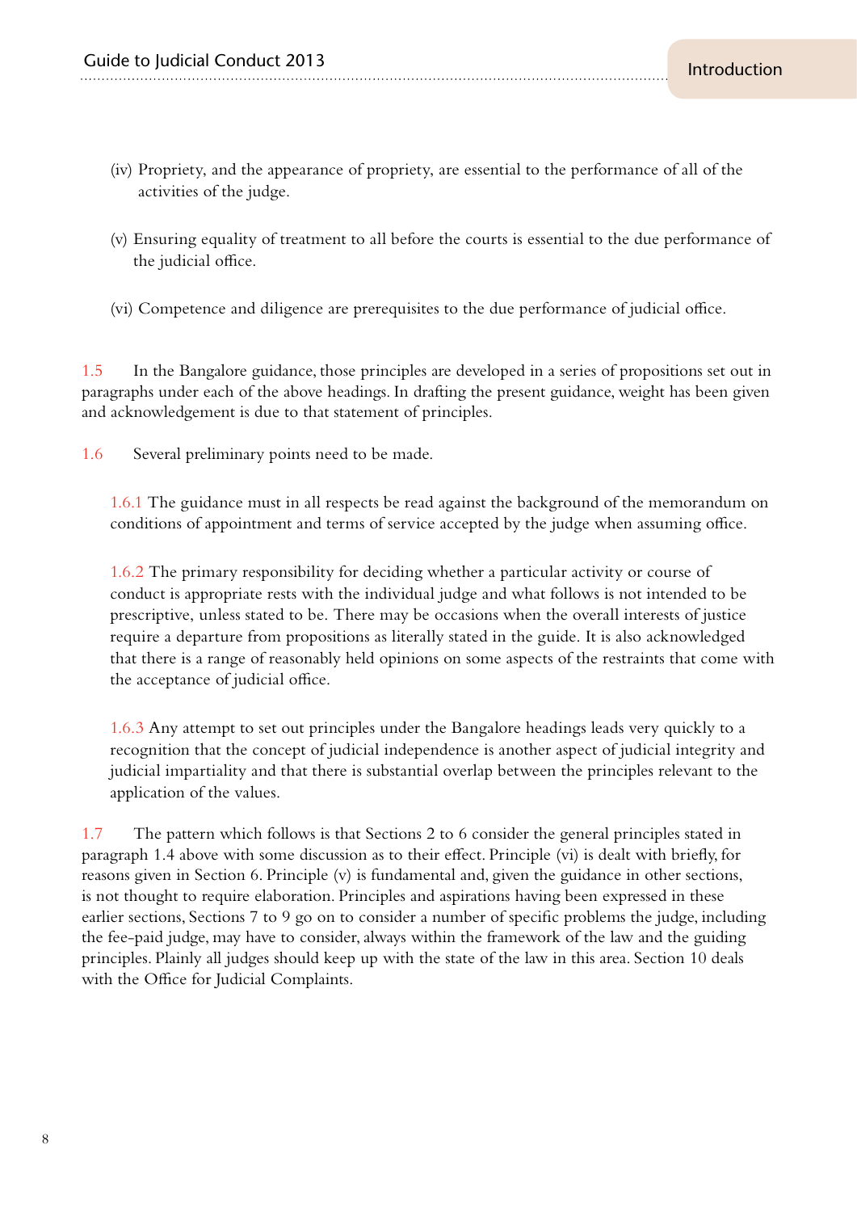(iv) Propriety, and the appearance of propriety, are essential to the performance of all of the activities of the judge.

(v) Ensuring equality of treatment to all before the courts is essential to the due performance of the judicial office.

(vi) Competence and diligence are prerequisites to the due performance of judicial office.

1.5 In the Bangalore guidance, those principles are developed in a series of propositions set out in paragraphs under each of the above headings. In drafting the present guidance, weight has been given and acknowledgement is due to that statement of principles.

1.6 Several preliminary points need to be made.

1.6.1 The guidance must in all respects be read against the background of the memorandum on conditions of appointment and terms of service accepted by the judge when assuming office.

1.6.2 The primary responsibility for deciding whether a particular activity or course of conduct is appropriate rests with the individual judge and what follows is not intended to be prescriptive, unless stated to be. There may be occasions when the overall interests of justice require a departure from propositions as literally stated in the guide. It is also acknowledged that there is a range of reasonably held opinions on some aspects of the restraints that come with the acceptance of judicial office.

1.6.3 Any attempt to set out principles under the Bangalore headings leads very quickly to a recognition that the concept of judicial independence is another aspect of judicial integrity and judicial impartiality and that there is substantial overlap between the principles relevant to the application of the values.

1.7 The pattern which follows is that Sections 2 to 6 consider the general principles stated in paragraph 1.4 above with some discussion as to their effect. Principle (vi) is dealt with briefly, for reasons given in Section 6. Principle (v) is fundamental and, given the guidance in other sections, is not thought to require elaboration. Principles and aspirations having been expressed in these earlier sections, Sections 7 to 9 go on to consider a number of specific problems the judge, including the fee-paid judge, may have to consider, always within the framework of the law and the guiding principles. Plainly all judges should keep up with the state of the law in this area. Section 10 deals with the Office for Judicial Complaints.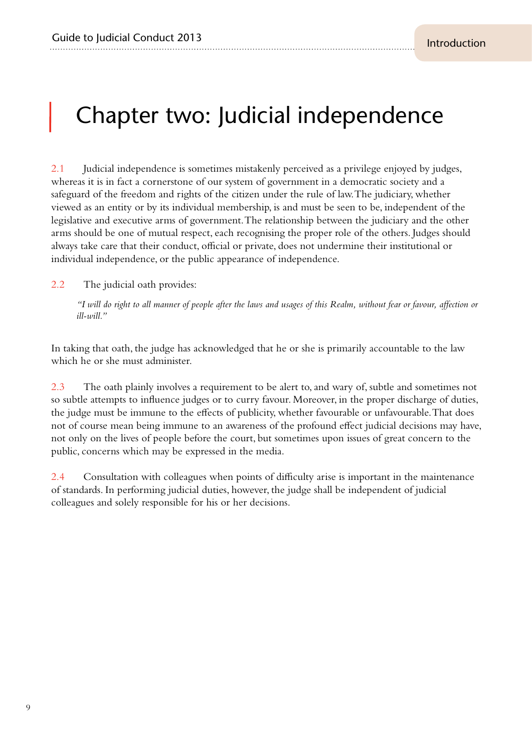# Chapter two: Judicial independence

2.1 Judicial independence is sometimes mistakenly perceived as a privilege enjoyed by judges, whereas it is in fact a cornerstone of our system of government in a democratic society and a safeguard of the freedom and rights of the citizen under the rule of law. The judiciary, whether viewed as an entity or by its individual membership, is and must be seen to be, independent of the legislative and executive arms of government. The relationship between the judiciary and the other arms should be one of mutual respect, each recognising the proper role of the others. Judges should always take care that their conduct, official or private, does not undermine their institutional or individual independence, or the public appearance of independence.

2.2 The judicial oath provides:

> *"I will do right to all manner of people after the laws and usages of this Realm, without fear or favour, affection or ill-will."*

In taking that oath, the judge has acknowledged that he or she is primarily accountable to the law which he or she must administer.

2.3 The oath plainly involves a requirement to be alert to, and wary of, subtle and sometimes not so subtle attempts to influence judges or to curry favour. Moreover, in the proper discharge of duties, the judge must be immune to the effects of publicity, whether favourable or unfavourable. That does not of course mean being immune to an awareness of the profound effect judicial decisions may have, not only on the lives of people before the court, but sometimes upon issues of great concern to the public, concerns which may be expressed in the media.

2.4 Consultation with colleagues when points of difficulty arise is important in the maintenance of standards. In performing judicial duties, however, the judge shall be independent of judicial colleagues and solely responsible for his or her decisions.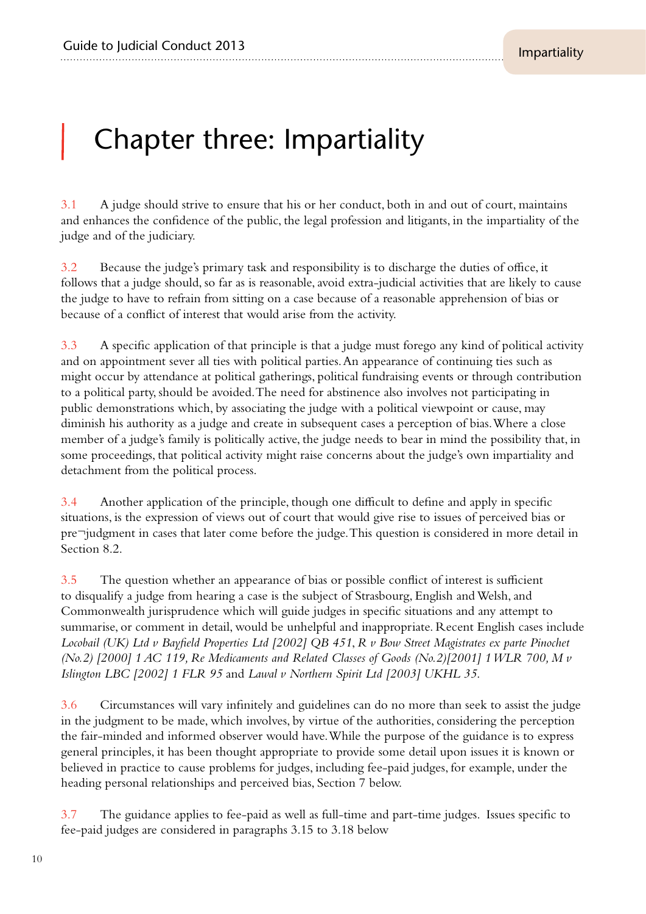# Chapter three: Impartiality

3.1 A judge should strive to ensure that his or her conduct, both in and out of court, maintains and enhances the confidence of the public, the legal profession and litigants, in the impartiality of the judge and of the judiciary.

3.2 Because the judge's primary task and responsibility is to discharge the duties of office, it follows that a judge should, so far as is reasonable, avoid extra-judicial activities that are likely to cause the judge to have to refrain from sitting on a case because of a reasonable apprehension of bias or because of a conflict of interest that would arise from the activity.

3.3 A specific application of that principle is that a judge must forego any kind of political activity and on appointment sever all ties with political parties. An appearance of continuing ties such as might occur by attendance at political gatherings, political fundraising events or through contribution to a political party, should be avoided. The need for abstinence also involves not participating in public demonstrations which, by associating the judge with a political viewpoint or cause, may diminish his authority as a judge and create in subsequent cases a perception of bias. Where a close member of a judge's family is politically active, the judge needs to bear in mind the possibility that, in some proceedings, that political activity might raise concerns about the judge's own impartiality and detachment from the political process.

3.4 Another application of the principle, though one difficult to define and apply in specific situations, is the expression of views out of court that would give rise to issues of perceived bias or pre¬judgment in cases that later come before the judge. This question is considered in more detail in Section 8.2.

3.5 The question whether an appearance of bias or possible conflict of interest is sufficient to disqualify a judge from hearing a case is the subject of Strasbourg, English and Welsh, and Commonwealth jurisprudence which will guide judges in specific situations and any attempt to summarise, or comment in detail, would be unhelpful and inappropriate. Recent English cases include *Locobail (UK) Ltd v Bayfield Properties Ltd [2002] QB 451*, *R v Bow Street Magistrates ex parte Pinochet (No.2) [2000] 1 AC 119*, *Re Medicaments and Related Classes of Goods (No.2)[2001] 1 WLR 700*, *M v Islington LBC [2002] 1 FLR 95* and *Lawal v Northern Spirit Ltd [2003] UKHL 35*.

3.6 Circumstances will vary infinitely and guidelines can do no more than seek to assist the judge in the judgment to be made, which involves, by virtue of the authorities, considering the perception the fair-minded and informed observer would have. While the purpose of the guidance is to express general principles, it has been thought appropriate to provide some detail upon issues it is known or believed in practice to cause problems for judges, including fee-paid judges, for example, under the heading personal relationships and perceived bias, Section 7 below.

3.7 The guidance applies to fee-paid as well as full-time and part-time judges. Issues specific to fee-paid judges are considered in paragraphs 3.15 to 3.18 below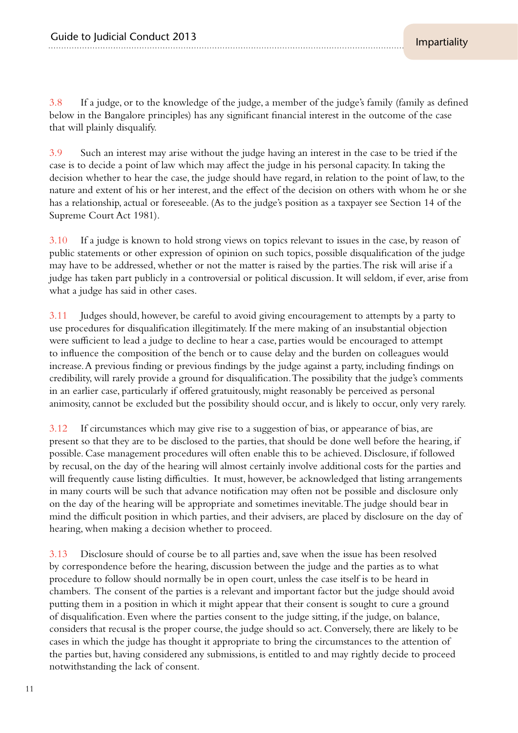3.8 If a judge, or to the knowledge of the judge, a member of the judge's family (family as defined below in the Bangalore principles) has any significant financial interest in the outcome of the case that will plainly disqualify.

3.9 Such an interest may arise without the judge having an interest in the case to be tried if the case is to decide a point of law which may affect the judge in his personal capacity. In taking the decision whether to hear the case, the judge should have regard, in relation to the point of law, to the nature and extent of his or her interest, and the effect of the decision on others with whom he or she has a relationship, actual or foreseeable. (As to the judge's position as a taxpayer see Section 14 of the Supreme Court Act 1981).

3.10 If a judge is known to hold strong views on topics relevant to issues in the case, by reason of public statements or other expression of opinion on such topics, possible disqualification of the judge may have to be addressed, whether or not the matter is raised by the parties. The risk will arise if a judge has taken part publicly in a controversial or political discussion. It will seldom, if ever, arise from what a judge has said in other cases.

3.11 Judges should, however, be careful to avoid giving encouragement to attempts by a party to use procedures for disqualification illegitimately. If the mere making of an insubstantial objection were sufficient to lead a judge to decline to hear a case, parties would be encouraged to attempt to influence the composition of the bench or to cause delay and the burden on colleagues would increase. A previous finding or previous findings by the judge against a party, including findings on credibility, will rarely provide a ground for disqualification. The possibility that the judge's comments in an earlier case, particularly if offered gratuitously, might reasonably be perceived as personal animosity, cannot be excluded but the possibility should occur, and is likely to occur, only very rarely.

3.12 If circumstances which may give rise to a suggestion of bias, or appearance of bias, are present so that they are to be disclosed to the parties, that should be done well before the hearing, if possible. Case management procedures will often enable this to be achieved. Disclosure, if followed by recusal, on the day of the hearing will almost certainly involve additional costs for the parties and will frequently cause listing difficulties. It must, however, be acknowledged that listing arrangements in many courts will be such that advance notification may often not be possible and disclosure only on the day of the hearing will be appropriate and sometimes inevitable. The judge should bear in mind the difficult position in which parties, and their advisers, are placed by disclosure on the day of hearing, when making a decision whether to proceed.

3.13 Disclosure should of course be to all parties and, save when the issue has been resolved by correspondence before the hearing, discussion between the judge and the parties as to what procedure to follow should normally be in open court, unless the case itself is to be heard in chambers. The consent of the parties is a relevant and important factor but the judge should avoid putting them in a position in which it might appear that their consent is sought to cure a ground of disqualification. Even where the parties consent to the judge sitting, if the judge, on balance, considers that recusal is the proper course, the judge should so act. Conversely, there are likely to be cases in which the judge has thought it appropriate to bring the circumstances to the attention of the parties but, having considered any submissions, is entitled to and may rightly decide to proceed notwithstanding the lack of consent.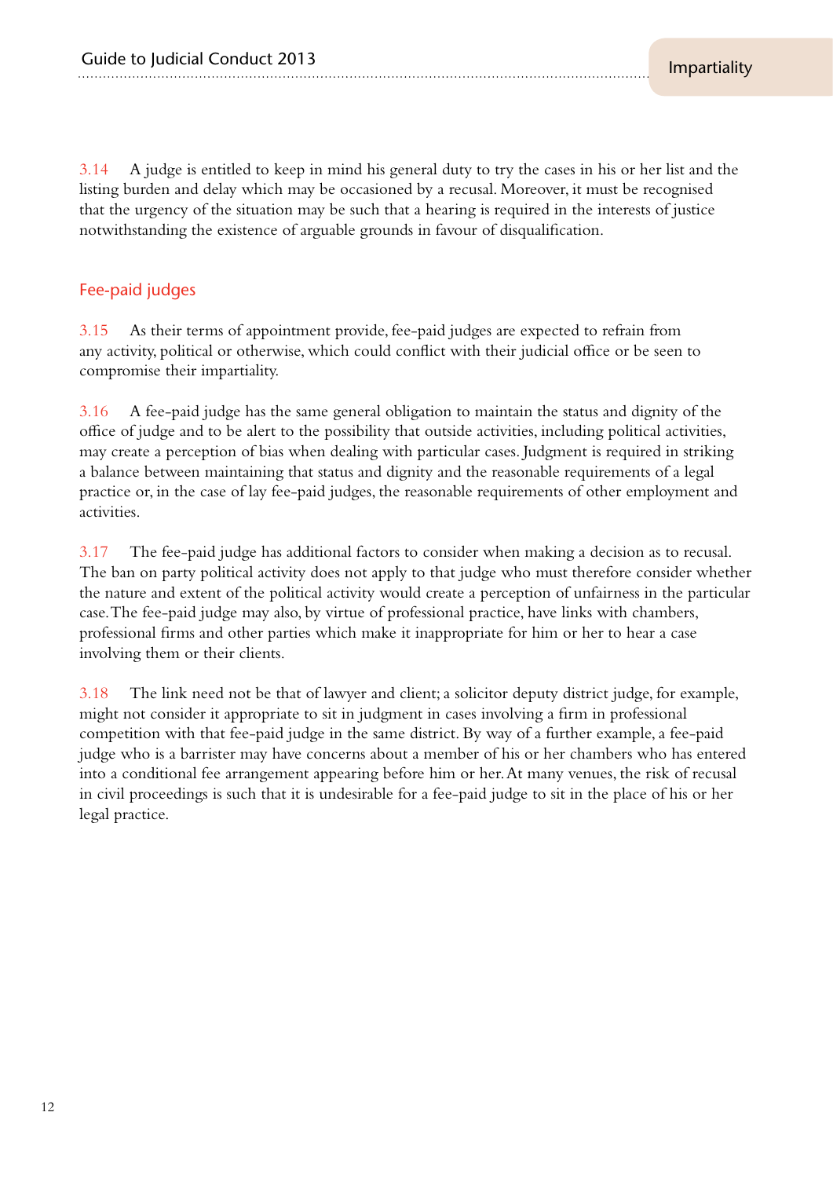3.14 A judge is entitled to keep in mind his general duty to try the cases in his or her list and the listing burden and delay which may be occasioned by a recusal. Moreover, it must be recognised that the urgency of the situation may be such that a hearing is required in the interests of justice notwithstanding the existence of arguable grounds in favour of disqualification.

## Fee-paid judges

3.15 As their terms of appointment provide, fee-paid judges are expected to refrain from any activity, political or otherwise, which could conflict with their judicial office or be seen to compromise their impartiality.

3.16 A fee-paid judge has the same general obligation to maintain the status and dignity of the office of judge and to be alert to the possibility that outside activities, including political activities, may create a perception of bias when dealing with particular cases. Judgment is required in striking a balance between maintaining that status and dignity and the reasonable requirements of a legal practice or, in the case of lay fee-paid judges, the reasonable requirements of other employment and activities.

3.17 The fee-paid judge has additional factors to consider when making a decision as to recusal. The ban on party political activity does not apply to that judge who must therefore consider whether the nature and extent of the political activity would create a perception of unfairness in the particular case. The fee-paid judge may also, by virtue of professional practice, have links with chambers, professional firms and other parties which make it inappropriate for him or her to hear a case involving them or their clients.

3.18 The link need not be that of lawyer and client; a solicitor deputy district judge, for example, might not consider it appropriate to sit in judgment in cases involving a firm in professional competition with that fee-paid judge in the same district. By way of a further example, a fee-paid judge who is a barrister may have concerns about a member of his or her chambers who has entered into a conditional fee arrangement appearing before him or her. At many venues, the risk of recusal in civil proceedings is such that it is undesirable for a fee-paid judge to sit in the place of his or her legal practice.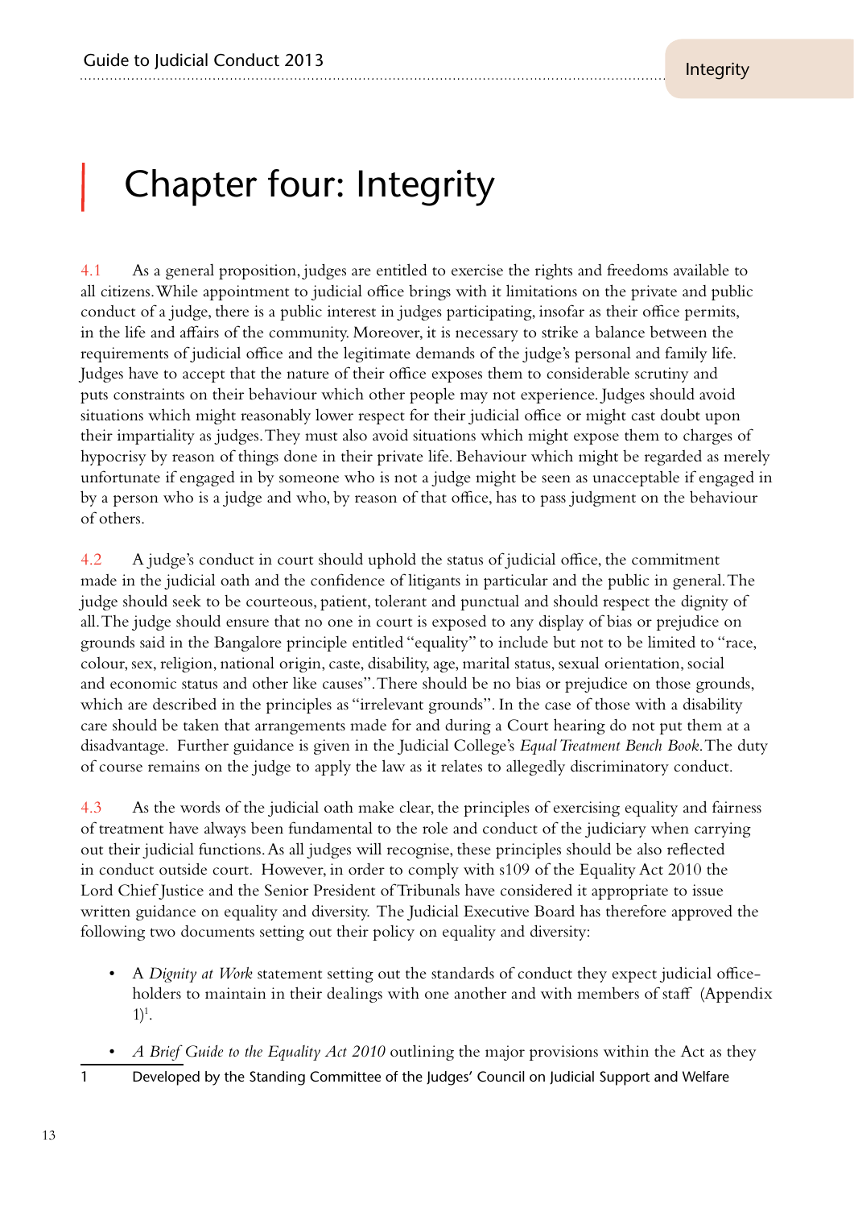# Chapter four: Integrity

4.1 As a general proposition, judges are entitled to exercise the rights and freedoms available to all citizens. While appointment to judicial office brings with it limitations on the private and public conduct of a judge, there is a public interest in judges participating, insofar as their office permits, in the life and affairs of the community. Moreover, it is necessary to strike a balance between the requirements of judicial office and the legitimate demands of the judge's personal and family life. Judges have to accept that the nature of their office exposes them to considerable scrutiny and puts constraints on their behaviour which other people may not experience. Judges should avoid situations which might reasonably lower respect for their judicial office or might cast doubt upon their impartiality as judges. They must also avoid situations which might expose them to charges of hypocrisy by reason of things done in their private life. Behaviour which might be regarded as merely unfortunate if engaged in by someone who is not a judge might be seen as unacceptable if engaged in by a person who is a judge and who, by reason of that office, has to pass judgment on the behaviour of others.

4.2 A judge's conduct in court should uphold the status of judicial office, the commitment made in the judicial oath and the confidence of litigants in particular and the public in general. The judge should seek to be courteous, patient, tolerant and punctual and should respect the dignity of all. The judge should ensure that no one in court is exposed to any display of bias or prejudice on grounds said in the Bangalore principle entitled "equality" to include but not to be limited to "race, colour, sex, religion, national origin, caste, disability, age, marital status, sexual orientation, social and economic status and other like causes". There should be no bias or prejudice on those grounds, which are described in the principles as "irrelevant grounds". In the case of those with a disability care should be taken that arrangements made for and during a Court hearing do not put them at a disadvantage. Further guidance is given in the Judicial College's *Equal Treatment Bench Book*. The duty of course remains on the judge to apply the law as it relates to allegedly discriminatory conduct.

4.3 As the words of the judicial oath make clear, the principles of exercising equality and fairness of treatment have always been fundamental to the role and conduct of the judiciary when carrying out their judicial functions. As all judges will recognise, these principles should be also reflected in conduct outside court. However, in order to comply with s109 of the Equality Act 2010 the Lord Chief Justice and the Senior President of Tribunals have considered it appropriate to issue written guidance on equality and diversity. The Judicial Executive Board has therefore approved the following two documents setting out their policy on equality and diversity:

- A *Dignity at Work* statement setting out the standards of conduct they expect judicial office-holders to maintain in their dealings with one another and with members of staff (Appendix 1)[1].
- *A Brief Guide to the Equality Act 2010* outlining the major provisions within the Act as they

[1] Developed by the Standing Committee of the Judges' Council on Judicial Support and Welfare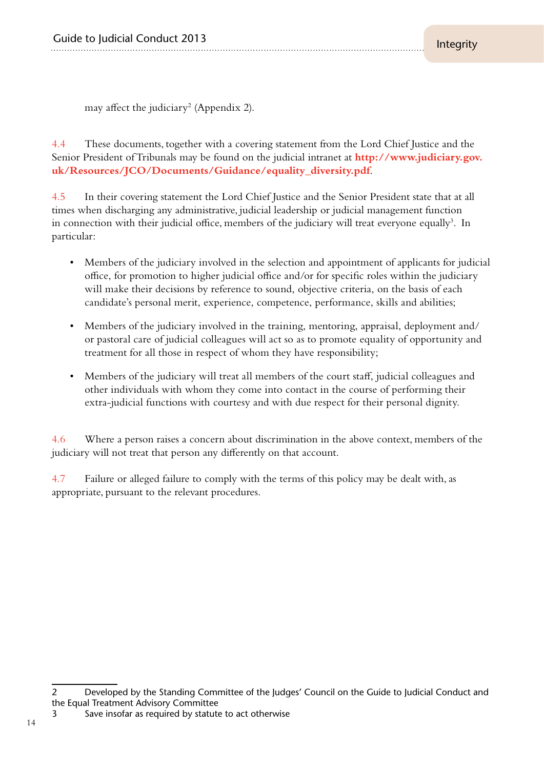may affect the judiciary[2] (Appendix 2).

4.4 These documents, together with a covering statement from the Lord Chief Justice and the Senior President of Tribunals may be found on the judicial intranet at **http://www.judiciary.gov.uk/Resources/JCO/Documents/Guidance/equality_diversity.pdf**.

4.5 In their covering statement the Lord Chief Justice and the Senior President state that at all times when discharging any administrative, judicial leadership or judicial management function in connection with their judicial office, members of the judiciary will treat everyone equally[3]. In particular:

- Members of the judiciary involved in the selection and appointment of applicants for judicial office, for promotion to higher judicial office and/or for specific roles within the judiciary will make their decisions by reference to sound, objective criteria, on the basis of each candidate's personal merit, experience, competence, performance, skills and abilities;

- Members of the judiciary involved in the training, mentoring, appraisal, deployment and/or pastoral care of judicial colleagues will act so as to promote equality of opportunity and treatment for all those in respect of whom they have responsibility;

- Members of the judiciary will treat all members of the court staff, judicial colleagues and other individuals with whom they come into contact in the course of performing their extra-judicial functions with courtesy and with due respect for their personal dignity.

4.6 Where a person raises a concern about discrimination in the above context, members of the judiciary will not treat that person any differently on that account.

4.7 Failure or alleged failure to comply with the terms of this policy may be dealt with, as appropriate, pursuant to the relevant procedures.

---

2 Developed by the Standing Committee of the Judges' Council on the Guide to Judicial Conduct and the Equal Treatment Advisory Committee

3 Save insofar as required by statute to act otherwise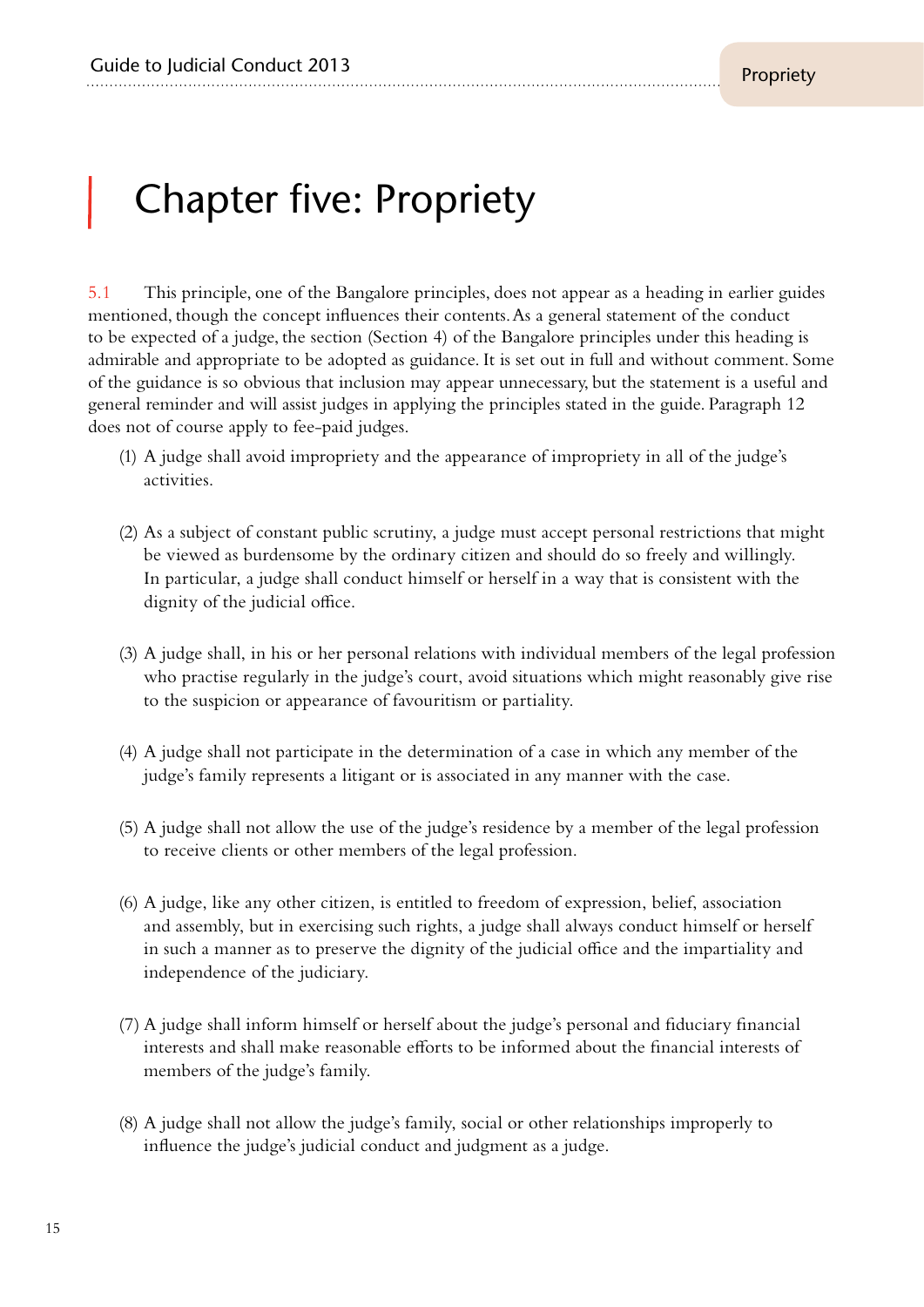# Chapter five: Propriety

5.1 This principle, one of the Bangalore principles, does not appear as a heading in earlier guides mentioned, though the concept influences their contents. As a general statement of the conduct to be expected of a judge, the section (Section 4) of the Bangalore principles under this heading is admirable and appropriate to be adopted as guidance. It is set out in full and without comment. Some of the guidance is so obvious that inclusion may appear unnecessary, but the statement is a useful and general reminder and will assist judges in applying the principles stated in the guide. Paragraph 12 does not of course apply to fee-paid judges.

(1) A judge shall avoid impropriety and the appearance of impropriety in all of the judge's activities.

(2) As a subject of constant public scrutiny, a judge must accept personal restrictions that might be viewed as burdensome by the ordinary citizen and should do so freely and willingly. In particular, a judge shall conduct himself or herself in a way that is consistent with the dignity of the judicial office.

(3) A judge shall, in his or her personal relations with individual members of the legal profession who practise regularly in the judge's court, avoid situations which might reasonably give rise to the suspicion or appearance of favouritism or partiality.

(4) A judge shall not participate in the determination of a case in which any member of the judge's family represents a litigant or is associated in any manner with the case.

(5) A judge shall not allow the use of the judge's residence by a member of the legal profession to receive clients or other members of the legal profession.

(6) A judge, like any other citizen, is entitled to freedom of expression, belief, association and assembly, but in exercising such rights, a judge shall always conduct himself or herself in such a manner as to preserve the dignity of the judicial office and the impartiality and independence of the judiciary.

(7) A judge shall inform himself or herself about the judge's personal and fiduciary financial interests and shall make reasonable efforts to be informed about the financial interests of members of the judge's family.

(8) A judge shall not allow the judge's family, social or other relationships improperly to influence the judge's judicial conduct and judgment as a judge.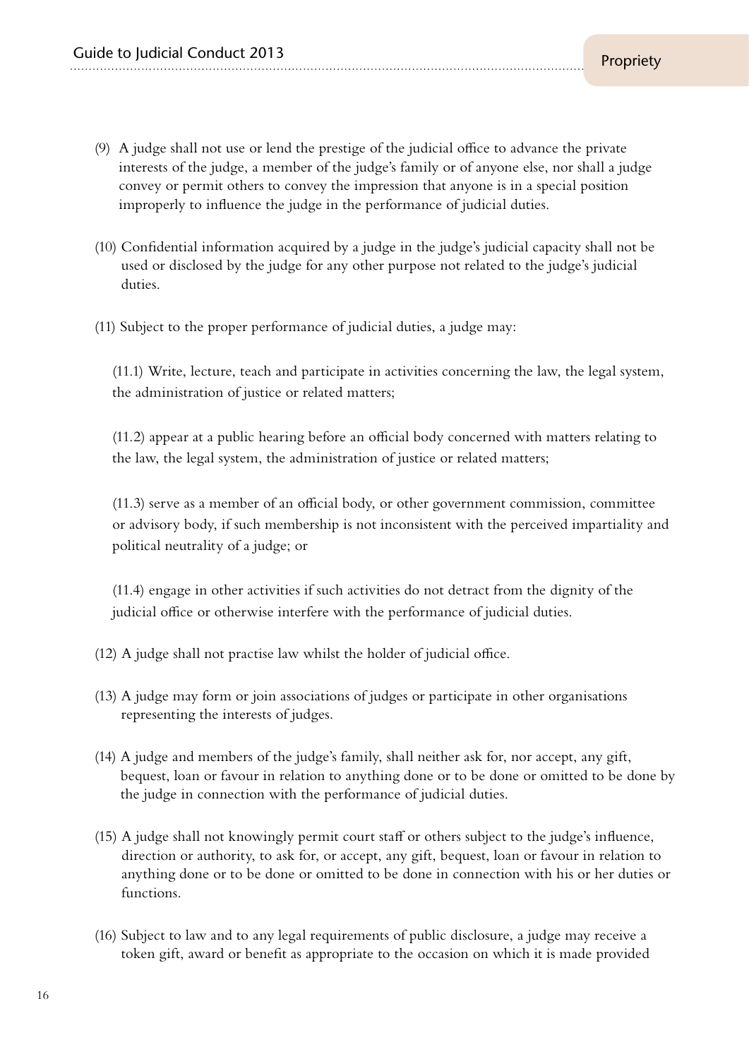(9) A judge shall not use or lend the prestige of the judicial office to advance the private interests of the judge, a member of the judge's family or of anyone else, nor shall a judge convey or permit others to convey the impression that anyone is in a special position improperly to influence the judge in the performance of judicial duties.

(10) Confidential information acquired by a judge in the judge's judicial capacity shall not be used or disclosed by the judge for any other purpose not related to the judge's judicial duties.

(11) Subject to the proper performance of judicial duties, a judge may:

(11.1) Write, lecture, teach and participate in activities concerning the law, the legal system, the administration of justice or related matters;

(11.2) appear at a public hearing before an official body concerned with matters relating to the law, the legal system, the administration of justice or related matters;

(11.3) serve as a member of an official body, or other government commission, committee or advisory body, if such membership is not inconsistent with the perceived impartiality and political neutrality of a judge; or

(11.4) engage in other activities if such activities do not detract from the dignity of the judicial office or otherwise interfere with the performance of judicial duties.

(12) A judge shall not practise law whilst the holder of judicial office.

(13) A judge may form or join associations of judges or participate in other organisations representing the interests of judges.

(14) A judge and members of the judge's family, shall neither ask for, nor accept, any gift, bequest, loan or favour in relation to anything done or to be done or omitted to be done by the judge in connection with the performance of judicial duties.

(15) A judge shall not knowingly permit court staff or others subject to the judge's influence, direction or authority, to ask for, or accept, any gift, bequest, loan or favour in relation to anything done or to be done or omitted to be done in connection with his or her duties or functions.

(16) Subject to law and to any legal requirements of public disclosure, a judge may receive a token gift, award or benefit as appropriate to the occasion on which it is made provided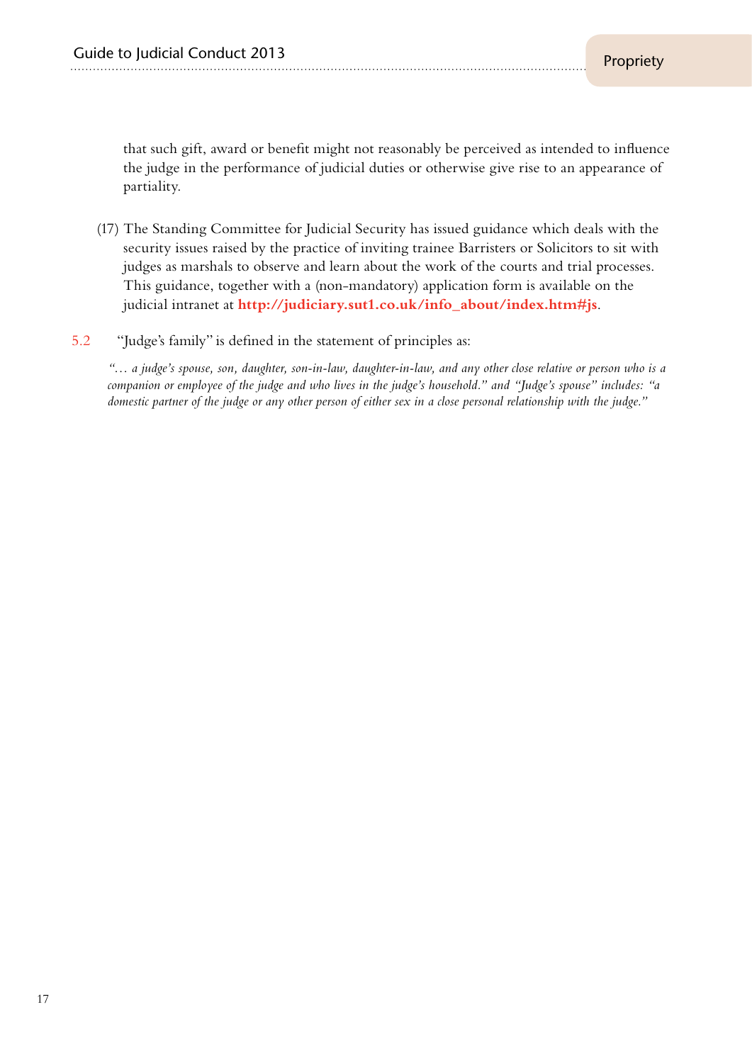that such gift, award or benefit might not reasonably be perceived as intended to influence the judge in the performance of judicial duties or otherwise give rise to an appearance of partiality.

(17) The Standing Committee for Judicial Security has issued guidance which deals with the security issues raised by the practice of inviting trainee Barristers or Solicitors to sit with judges as marshals to observe and learn about the work of the courts and trial processes. This guidance, together with a (non-mandatory) application form is available on the judicial intranet at **http://judiciary.sut1.co.uk/info_about/index.htm#js**.

5.2 "Judge's family" is defined in the statement of principles as:

*"… a judge's spouse, son, daughter, son-in-law, daughter-in-law, and any other close relative or person who is a companion or employee of the judge and who lives in the judge's household." and "Judge's spouse" includes: "a domestic partner of the judge or any other person of either sex in a close personal relationship with the judge."*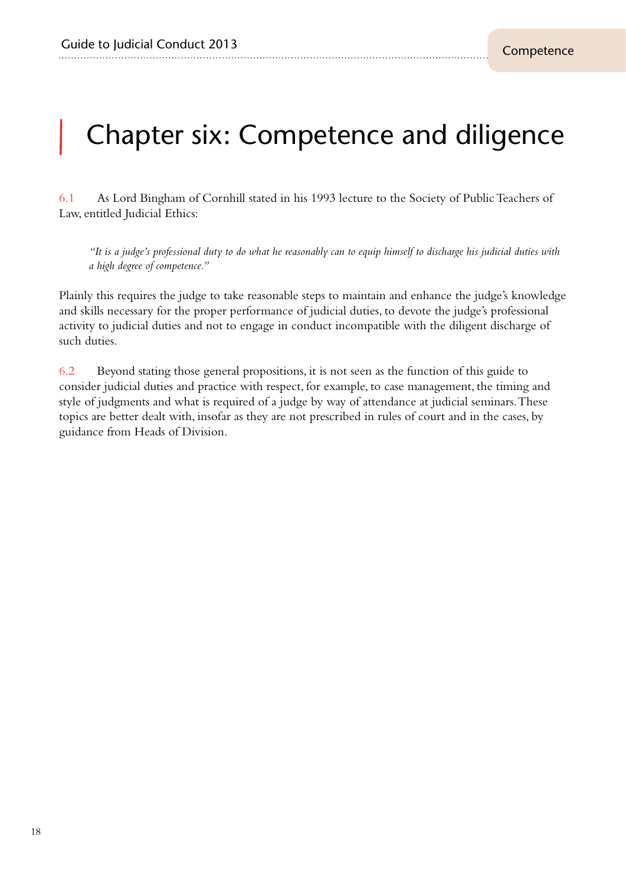# Chapter six: Competence and diligence

6.1 As Lord Bingham of Cornhill stated in his 1993 lecture to the Society of Public Teachers of Law, entitled Judicial Ethics:

> *"It is a judge's professional duty to do what he reasonably can to equip himself to discharge his judicial duties with a high degree of competence."*

Plainly this requires the judge to take reasonable steps to maintain and enhance the judge's knowledge and skills necessary for the proper performance of judicial duties, to devote the judge's professional activity to judicial duties and not to engage in conduct incompatible with the diligent discharge of such duties.

6.2 Beyond stating those general propositions, it is not seen as the function of this guide to consider judicial duties and practice with respect, for example, to case management, the timing and style of judgments and what is required of a judge by way of attendance at judicial seminars. These topics are better dealt with, insofar as they are not prescribed in rules of court and in the cases, by guidance from Heads of Division.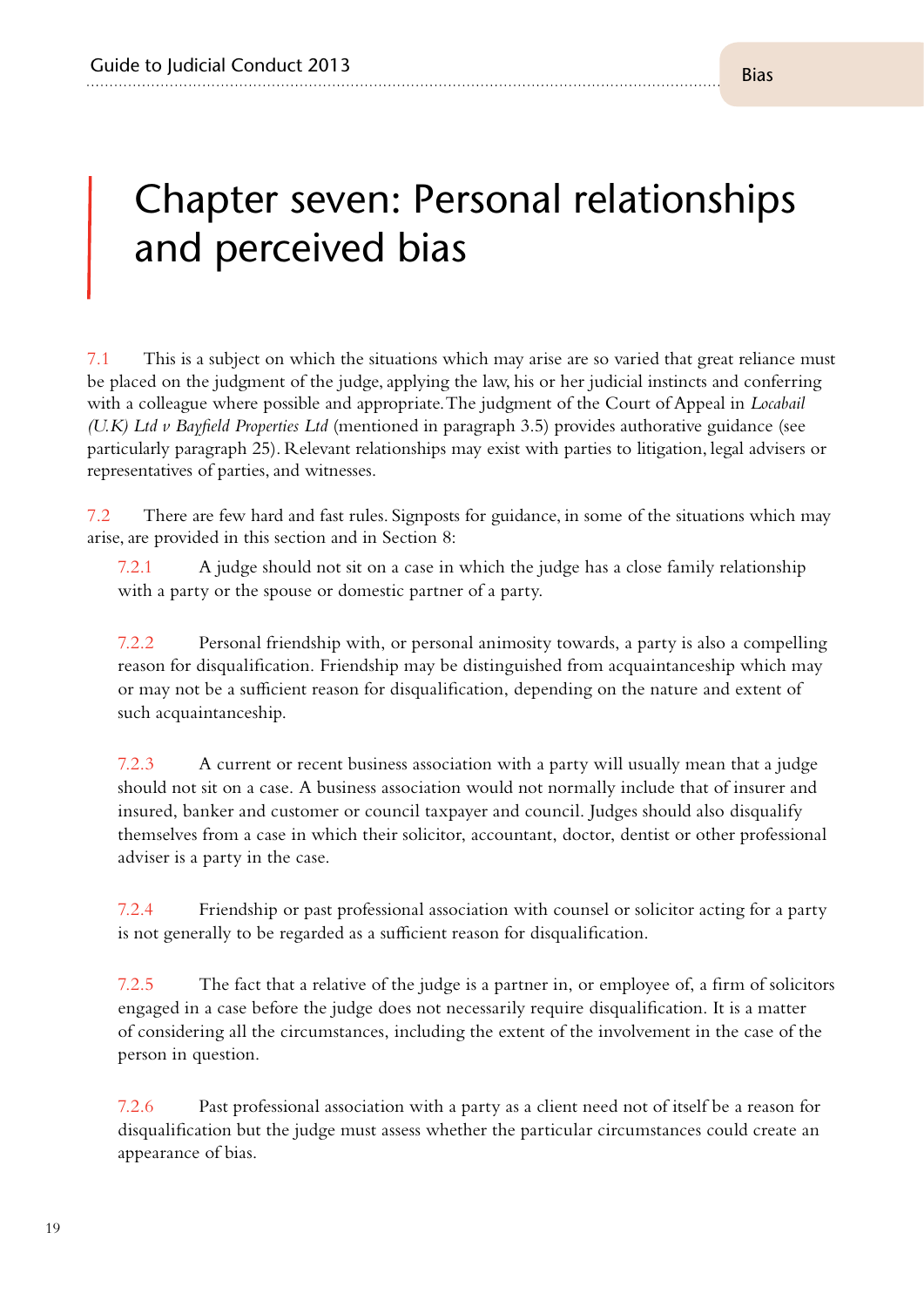# Chapter seven: Personal relationships and perceived bias

7.1 This is a subject on which the situations which may arise are so varied that great reliance must be placed on the judgment of the judge, applying the law, his or her judicial instincts and conferring with a colleague where possible and appropriate. The judgment of the Court of Appeal in *Locabail (U.K) Ltd v Bayfield Properties Ltd* (mentioned in paragraph 3.5) provides authorative guidance (see particularly paragraph 25). Relevant relationships may exist with parties to litigation, legal advisers or representatives of parties, and witnesses.

7.2 There are few hard and fast rules. Signposts for guidance, in some of the situations which may arise, are provided in this section and in Section 8:

7.2.1 A judge should not sit on a case in which the judge has a close family relationship with a party or the spouse or domestic partner of a party.

7.2.2 Personal friendship with, or personal animosity towards, a party is also a compelling reason for disqualification. Friendship may be distinguished from acquaintanceship which may or may not be a sufficient reason for disqualification, depending on the nature and extent of such acquaintanceship.

7.2.3 A current or recent business association with a party will usually mean that a judge should not sit on a case. A business association would not normally include that of insurer and insured, banker and customer or council taxpayer and council. Judges should also disqualify themselves from a case in which their solicitor, accountant, doctor, dentist or other professional adviser is a party in the case.

7.2.4 Friendship or past professional association with counsel or solicitor acting for a party is not generally to be regarded as a sufficient reason for disqualification.

7.2.5 The fact that a relative of the judge is a partner in, or employee of, a firm of solicitors engaged in a case before the judge does not necessarily require disqualification. It is a matter of considering all the circumstances, including the extent of the involvement in the case of the person in question.

7.2.6 Past professional association with a party as a client need not of itself be a reason for disqualification but the judge must assess whether the particular circumstances could create an appearance of bias.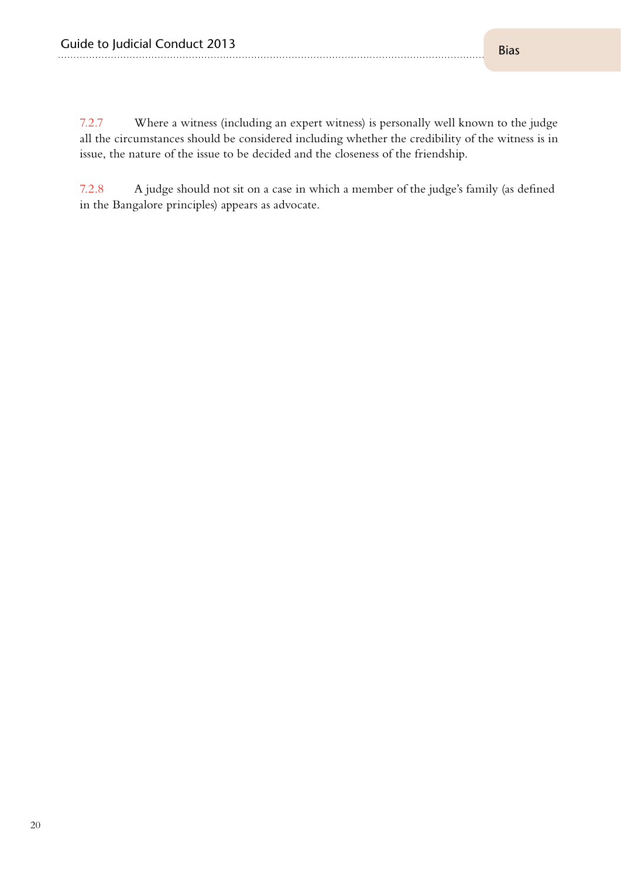7.2.7 Where a witness (including an expert witness) is personally well known to the judge all the circumstances should be considered including whether the credibility of the witness is in issue, the nature of the issue to be decided and the closeness of the friendship.

7.2.8 A judge should not sit on a case in which a member of the judge's family (as defined in the Bangalore principles) appears as advocate.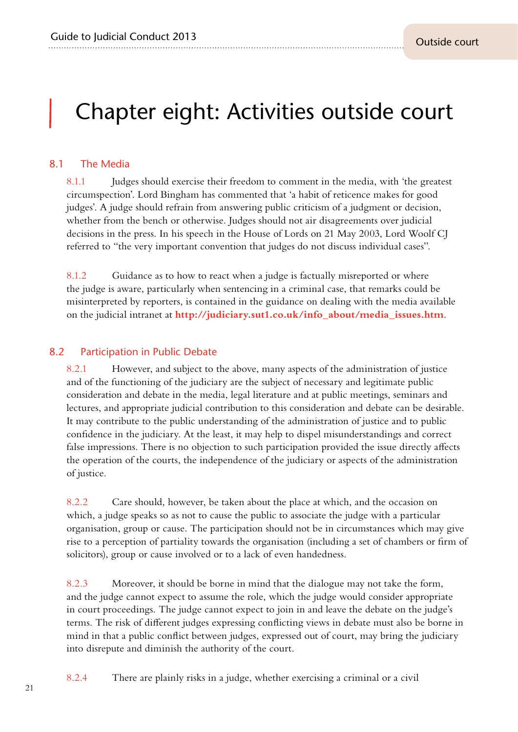# Chapter eight: Activities outside court

## 8.1 The Media

8.1.1 Judges should exercise their freedom to comment in the media, with 'the greatest circumspection'. Lord Bingham has commented that 'a habit of reticence makes for good judges'. A judge should refrain from answering public criticism of a judgment or decision, whether from the bench or otherwise. Judges should not air disagreements over judicial decisions in the press. In his speech in the House of Lords on 21 May 2003, Lord Woolf CJ referred to "the very important convention that judges do not discuss individual cases".

8.1.2 Guidance as to how to react when a judge is factually misreported or where the judge is aware, particularly when sentencing in a criminal case, that remarks could be misinterpreted by reporters, is contained in the guidance on dealing with the media available on the judicial intranet at **http://judiciary.sut1.co.uk/info_about/media_issues.htm**.

## 8.2 Participation in Public Debate

8.2.1 However, and subject to the above, many aspects of the administration of justice and of the functioning of the judiciary are the subject of necessary and legitimate public consideration and debate in the media, legal literature and at public meetings, seminars and lectures, and appropriate judicial contribution to this consideration and debate can be desirable. It may contribute to the public understanding of the administration of justice and to public confidence in the judiciary. At the least, it may help to dispel misunderstandings and correct false impressions. There is no objection to such participation provided the issue directly affects the operation of the courts, the independence of the judiciary or aspects of the administration of justice.

8.2.2 Care should, however, be taken about the place at which, and the occasion on which, a judge speaks so as not to cause the public to associate the judge with a particular organisation, group or cause. The participation should not be in circumstances which may give rise to a perception of partiality towards the organisation (including a set of chambers or firm of solicitors), group or cause involved or to a lack of even handedness.

8.2.3 Moreover, it should be borne in mind that the dialogue may not take the form, and the judge cannot expect to assume the role, which the judge would consider appropriate in court proceedings. The judge cannot expect to join in and leave the debate on the judge's terms. The risk of different judges expressing conflicting views in debate must also be borne in mind in that a public conflict between judges, expressed out of court, may bring the judiciary into disrepute and diminish the authority of the court.

8.2.4 There are plainly risks in a judge, whether exercising a criminal or a civil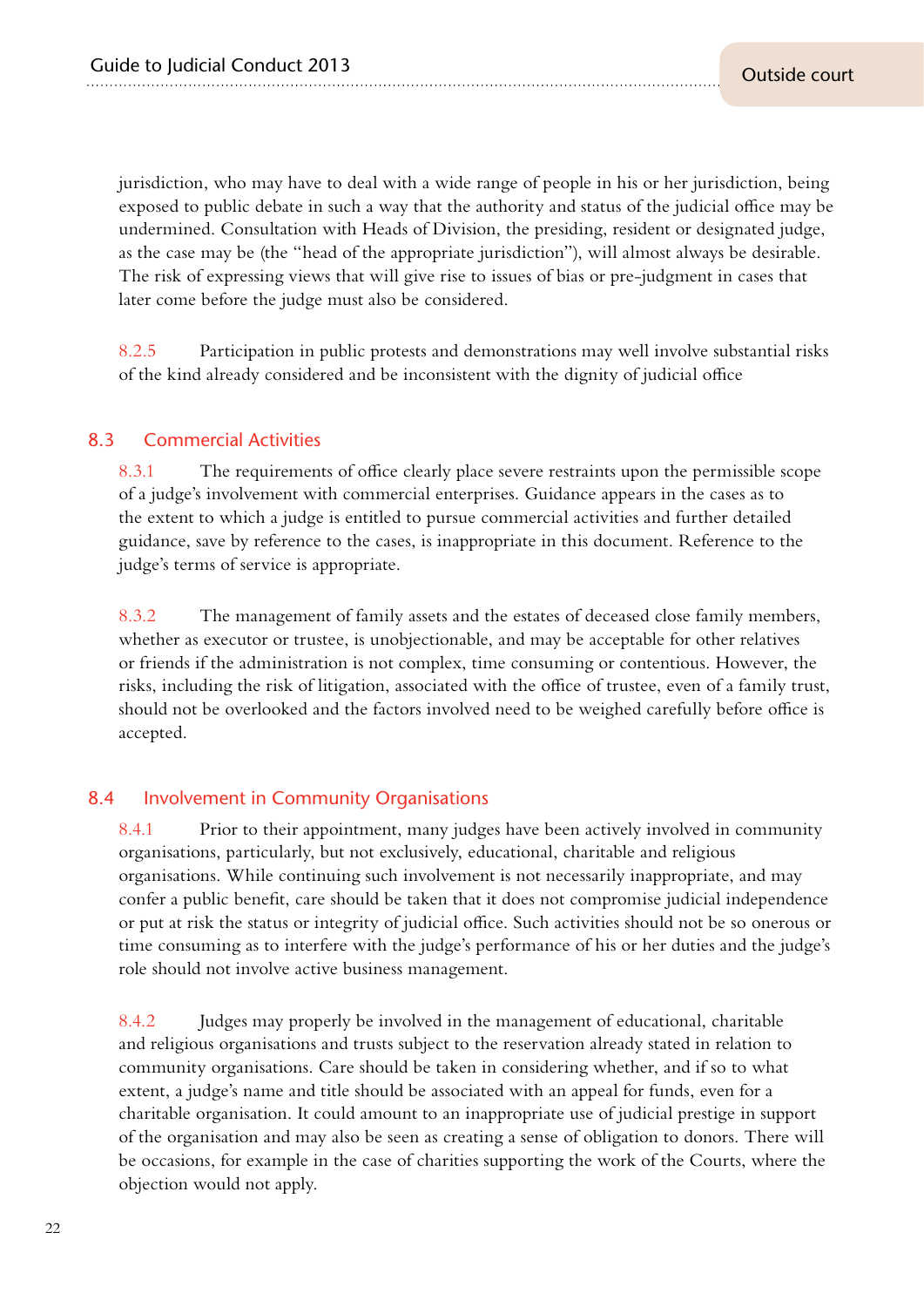jurisdiction, who may have to deal with a wide range of people in his or her jurisdiction, being exposed to public debate in such a way that the authority and status of the judicial office may be undermined. Consultation with Heads of Division, the presiding, resident or designated judge, as the case may be (the "head of the appropriate jurisdiction"), will almost always be desirable. The risk of expressing views that will give rise to issues of bias or pre-judgment in cases that later come before the judge must also be considered.

8.2.5 Participation in public protests and demonstrations may well involve substantial risks of the kind already considered and be inconsistent with the dignity of judicial office

## 8.3 Commercial Activities

8.3.1 The requirements of office clearly place severe restraints upon the permissible scope of a judge's involvement with commercial enterprises. Guidance appears in the cases as to the extent to which a judge is entitled to pursue commercial activities and further detailed guidance, save by reference to the cases, is inappropriate in this document. Reference to the judge's terms of service is appropriate.

8.3.2 The management of family assets and the estates of deceased close family members, whether as executor or trustee, is unobjectionable, and may be acceptable for other relatives or friends if the administration is not complex, time consuming or contentious. However, the risks, including the risk of litigation, associated with the office of trustee, even of a family trust, should not be overlooked and the factors involved need to be weighed carefully before office is accepted.

## 8.4 Involvement in Community Organisations

8.4.1 Prior to their appointment, many judges have been actively involved in community organisations, particularly, but not exclusively, educational, charitable and religious organisations. While continuing such involvement is not necessarily inappropriate, and may confer a public benefit, care should be taken that it does not compromise judicial independence or put at risk the status or integrity of judicial office. Such activities should not be so onerous or time consuming as to interfere with the judge's performance of his or her duties and the judge's role should not involve active business management.

8.4.2 Judges may properly be involved in the management of educational, charitable and religious organisations and trusts subject to the reservation already stated in relation to community organisations. Care should be taken in considering whether, and if so to what extent, a judge's name and title should be associated with an appeal for funds, even for a charitable organisation. It could amount to an inappropriate use of judicial prestige in support of the organisation and may also be seen as creating a sense of obligation to donors. There will be occasions, for example in the case of charities supporting the work of the Courts, where the objection would not apply.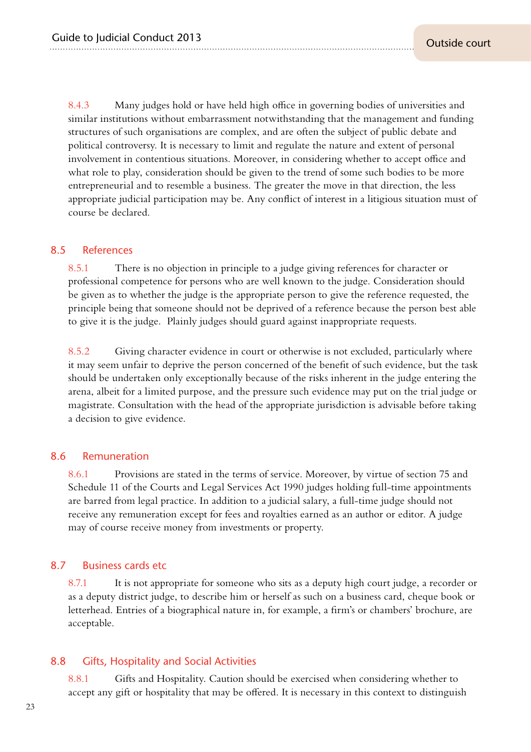8.4.3 Many judges hold or have held high office in governing bodies of universities and similar institutions without embarrassment notwithstanding that the management and funding structures of such organisations are complex, and are often the subject of public debate and political controversy. It is necessary to limit and regulate the nature and extent of personal involvement in contentious situations. Moreover, in considering whether to accept office and what role to play, consideration should be given to the trend of some such bodies to be more entrepreneurial and to resemble a business. The greater the move in that direction, the less appropriate judicial participation may be. Any conflict of interest in a litigious situation must of course be declared.

## 8.5 References

8.5.1 There is no objection in principle to a judge giving references for character or professional competence for persons who are well known to the judge. Consideration should be given as to whether the judge is the appropriate person to give the reference requested, the principle being that someone should not be deprived of a reference because the person best able to give it is the judge. Plainly judges should guard against inappropriate requests.

8.5.2 Giving character evidence in court or otherwise is not excluded, particularly where it may seem unfair to deprive the person concerned of the benefit of such evidence, but the task should be undertaken only exceptionally because of the risks inherent in the judge entering the arena, albeit for a limited purpose, and the pressure such evidence may put on the trial judge or magistrate. Consultation with the head of the appropriate jurisdiction is advisable before taking a decision to give evidence.

## 8.6 Remuneration

8.6.1 Provisions are stated in the terms of service. Moreover, by virtue of section 75 and Schedule 11 of the Courts and Legal Services Act 1990 judges holding full-time appointments are barred from legal practice. In addition to a judicial salary, a full-time judge should not receive any remuneration except for fees and royalties earned as an author or editor. A judge may of course receive money from investments or property.

## 8.7 Business cards etc

8.7.1 It is not appropriate for someone who sits as a deputy high court judge, a recorder or as a deputy district judge, to describe him or herself as such on a business card, cheque book or letterhead. Entries of a biographical nature in, for example, a firm's or chambers' brochure, are acceptable.

## 8.8 Gifts, Hospitality and Social Activities

8.8.1 Gifts and Hospitality. Caution should be exercised when considering whether to accept any gift or hospitality that may be offered. It is necessary in this context to distinguish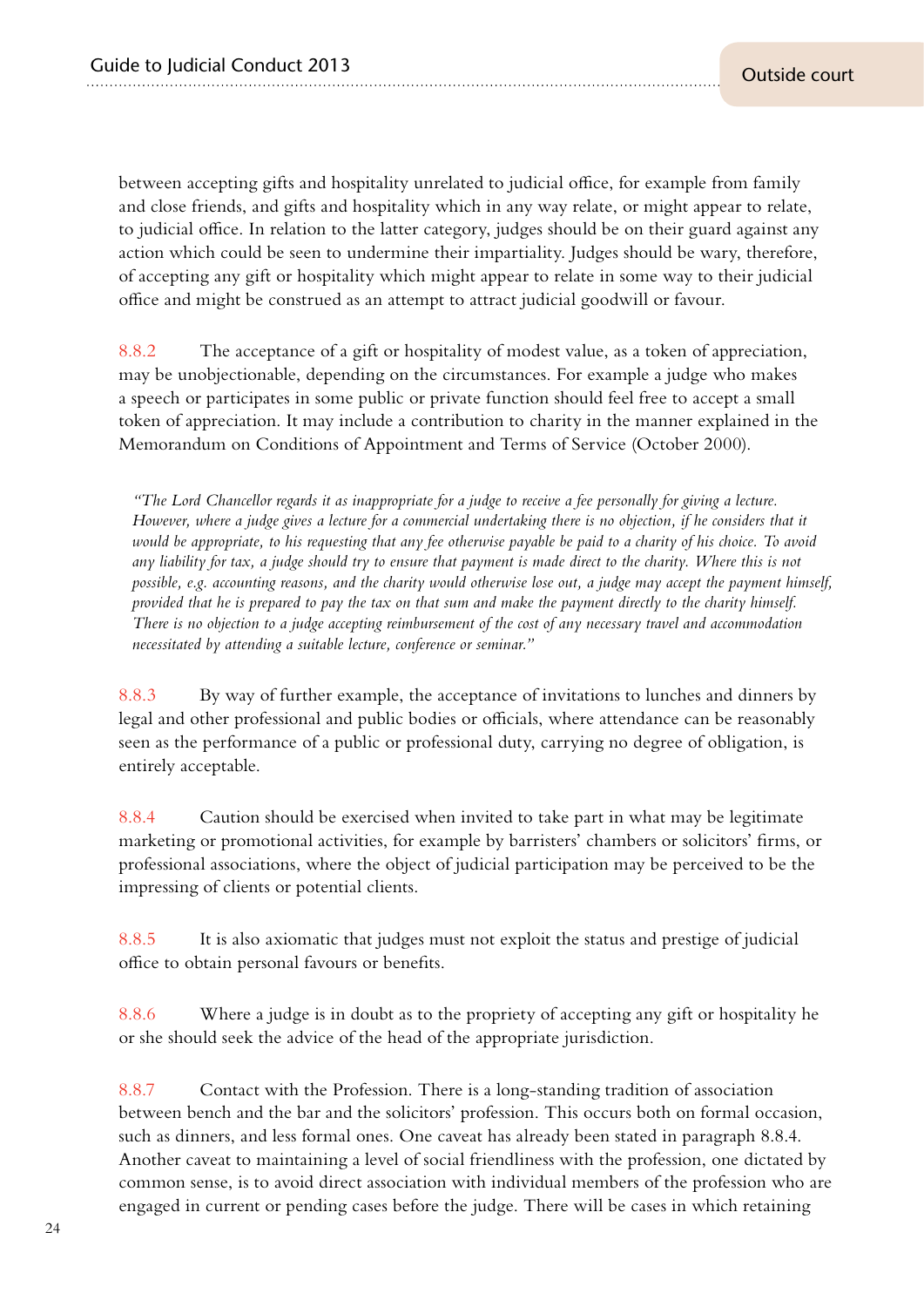between accepting gifts and hospitality unrelated to judicial office, for example from family and close friends, and gifts and hospitality which in any way relate, or might appear to relate, to judicial office. In relation to the latter category, judges should be on their guard against any action which could be seen to undermine their impartiality. Judges should be wary, therefore, of accepting any gift or hospitality which might appear to relate in some way to their judicial office and might be construed as an attempt to attract judicial goodwill or favour.

8.8.2 The acceptance of a gift or hospitality of modest value, as a token of appreciation, may be unobjectionable, depending on the circumstances. For example a judge who makes a speech or participates in some public or private function should feel free to accept a small token of appreciation. It may include a contribution to charity in the manner explained in the Memorandum on Conditions of Appointment and Terms of Service (October 2000).

> *"The Lord Chancellor regards it as inappropriate for a judge to receive a fee personally for giving a lecture. However, where a judge gives a lecture for a commercial undertaking there is no objection, if he considers that it would be appropriate, to his requesting that any fee otherwise payable be paid to a charity of his choice. To avoid any liability for tax, a judge should try to ensure that payment is made direct to the charity. Where this is not possible, e.g. accounting reasons, and the charity would otherwise lose out, a judge may accept the payment himself, provided that he is prepared to pay the tax on that sum and make the payment directly to the charity himself. There is no objection to a judge accepting reimbursement of the cost of any necessary travel and accommodation necessitated by attending a suitable lecture, conference or seminar."*

8.8.3 By way of further example, the acceptance of invitations to lunches and dinners by legal and other professional and public bodies or officials, where attendance can be reasonably seen as the performance of a public or professional duty, carrying no degree of obligation, is entirely acceptable.

8.8.4 Caution should be exercised when invited to take part in what may be legitimate marketing or promotional activities, for example by barristers' chambers or solicitors' firms, or professional associations, where the object of judicial participation may be perceived to be the impressing of clients or potential clients.

8.8.5 It is also axiomatic that judges must not exploit the status and prestige of judicial office to obtain personal favours or benefits.

8.8.6 Where a judge is in doubt as to the propriety of accepting any gift or hospitality he or she should seek the advice of the head of the appropriate jurisdiction.

8.8.7 Contact with the Profession. There is a long-standing tradition of association between bench and the bar and the solicitors' profession. This occurs both on formal occasion, such as dinners, and less formal ones. One caveat has already been stated in paragraph 8.8.4. Another caveat to maintaining a level of social friendliness with the profession, one dictated by common sense, is to avoid direct association with individual members of the profession who are engaged in current or pending cases before the judge. There will be cases in which retaining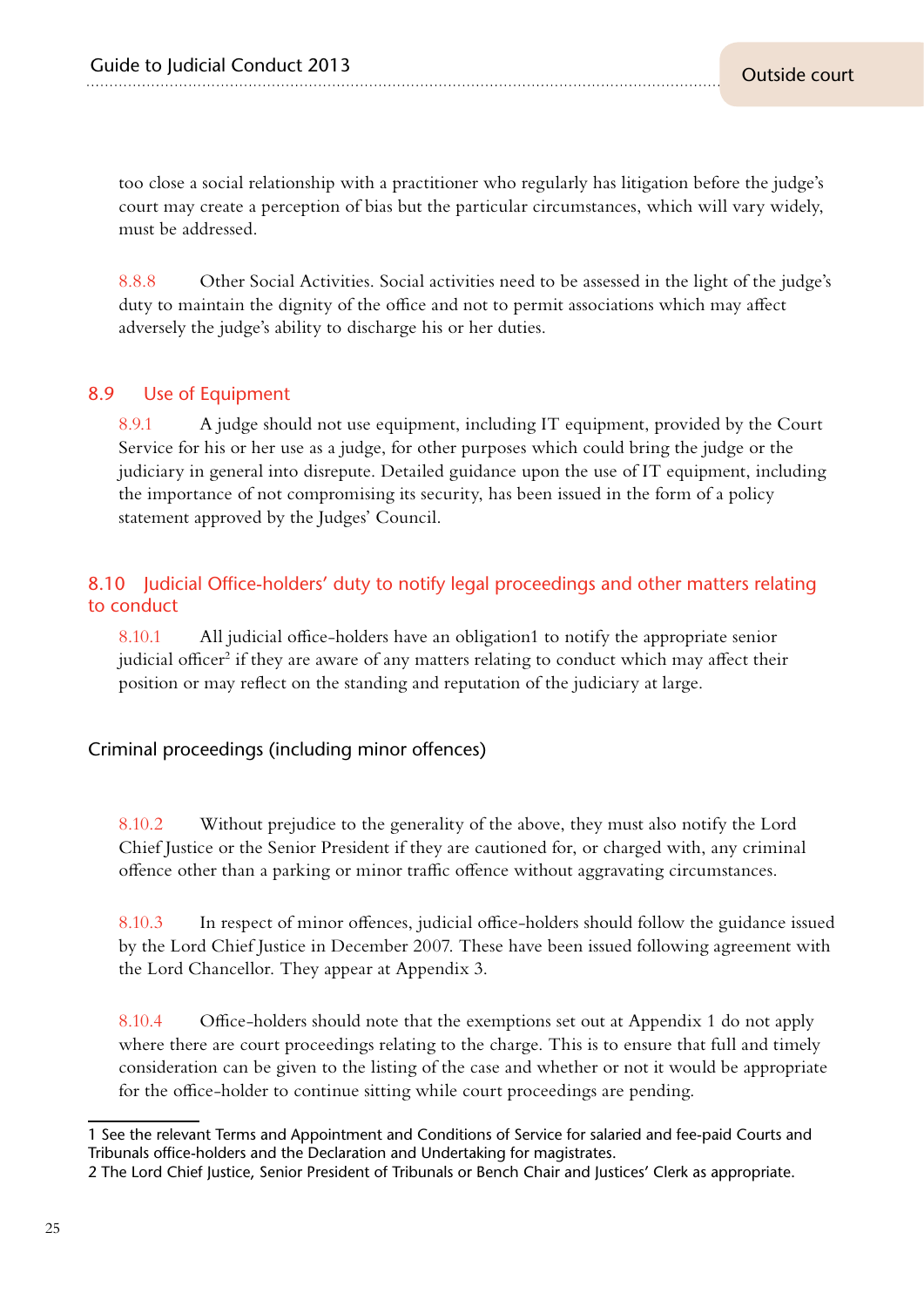too close a social relationship with a practitioner who regularly has litigation before the judge's court may create a perception of bias but the particular circumstances, which will vary widely, must be addressed.

8.8.8 Other Social Activities. Social activities need to be assessed in the light of the judge's duty to maintain the dignity of the office and not to permit associations which may affect adversely the judge's ability to discharge his or her duties.

## 8.9 Use of Equipment

8.9.1 A judge should not use equipment, including IT equipment, provided by the Court Service for his or her use as a judge, for other purposes which could bring the judge or the judiciary in general into disrepute. Detailed guidance upon the use of IT equipment, including the importance of not compromising its security, has been issued in the form of a policy statement approved by the Judges' Council.

## 8.10 Judicial Office-holders' duty to notify legal proceedings and other matters relating to conduct

8.10.1 All judicial office-holders have an obligation1 to notify the appropriate senior judicial officer[2] if they are aware of any matters relating to conduct which may affect their position or may reflect on the standing and reputation of the judiciary at large.

### Criminal proceedings (including minor offences)

8.10.2 Without prejudice to the generality of the above, they must also notify the Lord Chief Justice or the Senior President if they are cautioned for, or charged with, any criminal offence other than a parking or minor traffic offence without aggravating circumstances.

8.10.3 In respect of minor offences, judicial office-holders should follow the guidance issued by the Lord Chief Justice in December 2007. These have been issued following agreement with the Lord Chancellor. They appear at Appendix 3.

8.10.4 Office-holders should note that the exemptions set out at Appendix 1 do not apply where there are court proceedings relating to the charge. This is to ensure that full and timely consideration can be given to the listing of the case and whether or not it would be appropriate for the office-holder to continue sitting while court proceedings are pending.

---

1 See the relevant Terms and Appointment and Conditions of Service for salaried and fee-paid Courts and Tribunals office-holders and the Declaration and Undertaking for magistrates.

2 The Lord Chief Justice, Senior President of Tribunals or Bench Chair and Justices' Clerk as appropriate.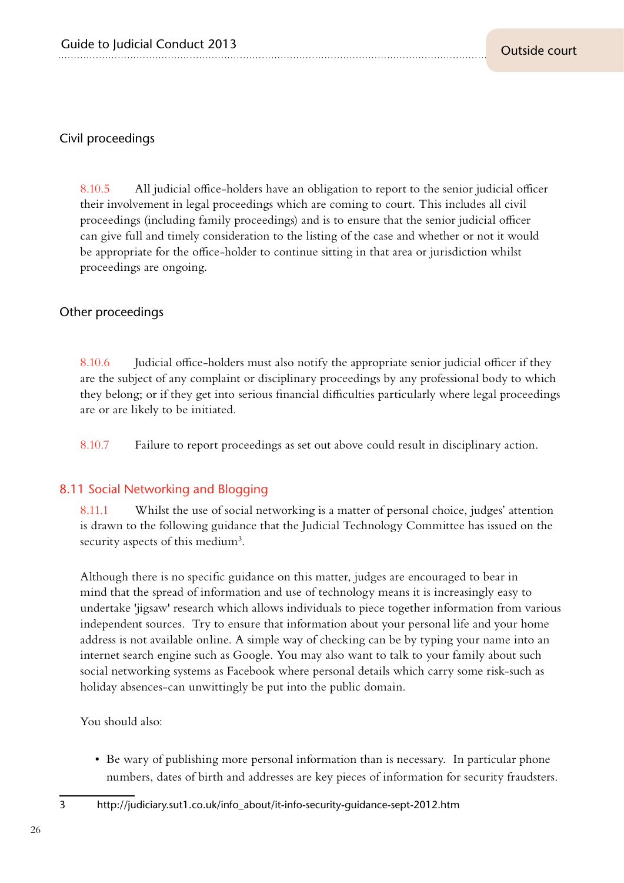### Civil proceedings

8.10.5 All judicial office-holders have an obligation to report to the senior judicial officer their involvement in legal proceedings which are coming to court. This includes all civil proceedings (including family proceedings) and is to ensure that the senior judicial officer can give full and timely consideration to the listing of the case and whether or not it would be appropriate for the office-holder to continue sitting in that area or jurisdiction whilst proceedings are ongoing.

### Other proceedings

8.10.6 Judicial office-holders must also notify the appropriate senior judicial officer if they are the subject of any complaint or disciplinary proceedings by any professional body to which they belong; or if they get into serious financial difficulties particularly where legal proceedings are or are likely to be initiated.

8.10.7 Failure to report proceedings as set out above could result in disciplinary action.

## 8.11 Social Networking and Blogging

8.11.1 Whilst the use of social networking is a matter of personal choice, judges' attention is drawn to the following guidance that the Judicial Technology Committee has issued on the security aspects of this medium[3].

Although there is no specific guidance on this matter, judges are encouraged to bear in mind that the spread of information and use of technology means it is increasingly easy to undertake 'jigsaw' research which allows individuals to piece together information from various independent sources. Try to ensure that information about your personal life and your home address is not available online. A simple way of checking can be by typing your name into an internet search engine such as Google. You may also want to talk to your family about such social networking systems as Facebook where personal details which carry some risk-such as holiday absences-can unwittingly be put into the public domain.

You should also:

- Be wary of publishing more personal information than is necessary. In particular phone numbers, dates of birth and addresses are key pieces of information for security fraudsters.

---

3 http://judiciary.sut1.co.uk/info_about/it-info-security-guidance-sept-2012.htm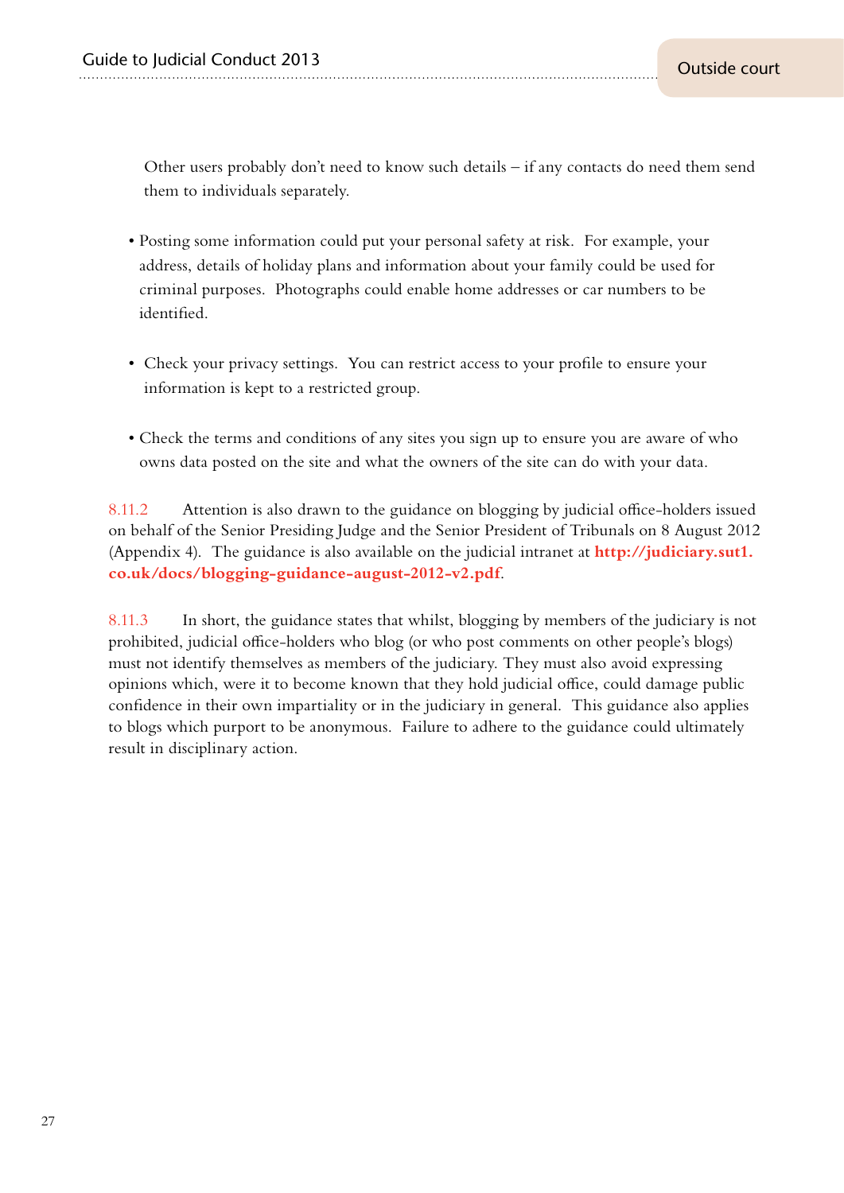Other users probably don't need to know such details – if any contacts do need them send them to individuals separately.

- Posting some information could put your personal safety at risk. For example, your address, details of holiday plans and information about your family could be used for criminal purposes. Photographs could enable home addresses or car numbers to be identified.

- Check your privacy settings. You can restrict access to your profile to ensure your information is kept to a restricted group.

- Check the terms and conditions of any sites you sign up to ensure you are aware of who owns data posted on the site and what the owners of the site can do with your data.

8.11.2 Attention is also drawn to the guidance on blogging by judicial office-holders issued on behalf of the Senior Presiding Judge and the Senior President of Tribunals on 8 August 2012 (Appendix 4). The guidance is also available on the judicial intranet at **http://judiciary.sut1.co.uk/docs/blogging-guidance-august-2012-v2.pdf**.

8.11.3 In short, the guidance states that whilst, blogging by members of the judiciary is not prohibited, judicial office-holders who blog (or who post comments on other people's blogs) must not identify themselves as members of the judiciary. They must also avoid expressing opinions which, were it to become known that they hold judicial office, could damage public confidence in their own impartiality or in the judiciary in general. This guidance also applies to blogs which purport to be anonymous. Failure to adhere to the guidance could ultimately result in disciplinary action.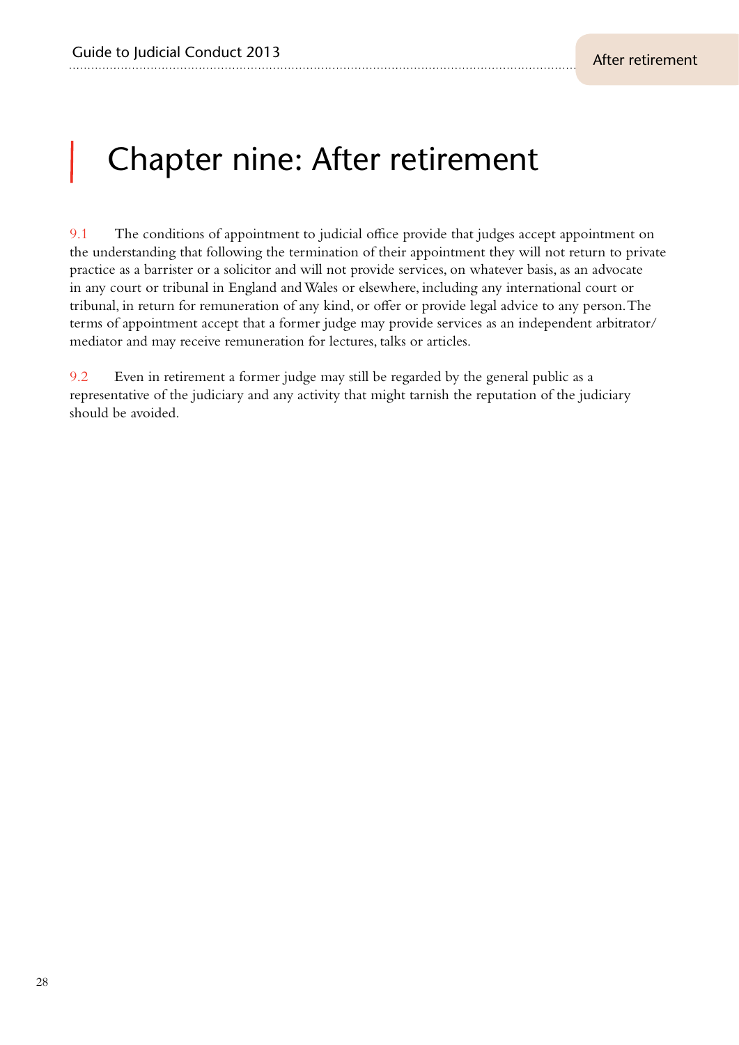# Chapter nine: After retirement

9.1 The conditions of appointment to judicial office provide that judges accept appointment on the understanding that following the termination of their appointment they will not return to private practice as a barrister or a solicitor and will not provide services, on whatever basis, as an advocate in any court or tribunal in England and Wales or elsewhere, including any international court or tribunal, in return for remuneration of any kind, or offer or provide legal advice to any person. The terms of appointment accept that a former judge may provide services as an independent arbitrator/mediator and may receive remuneration for lectures, talks or articles.

9.2 Even in retirement a former judge may still be regarded by the general public as a representative of the judiciary and any activity that might tarnish the reputation of the judiciary should be avoided.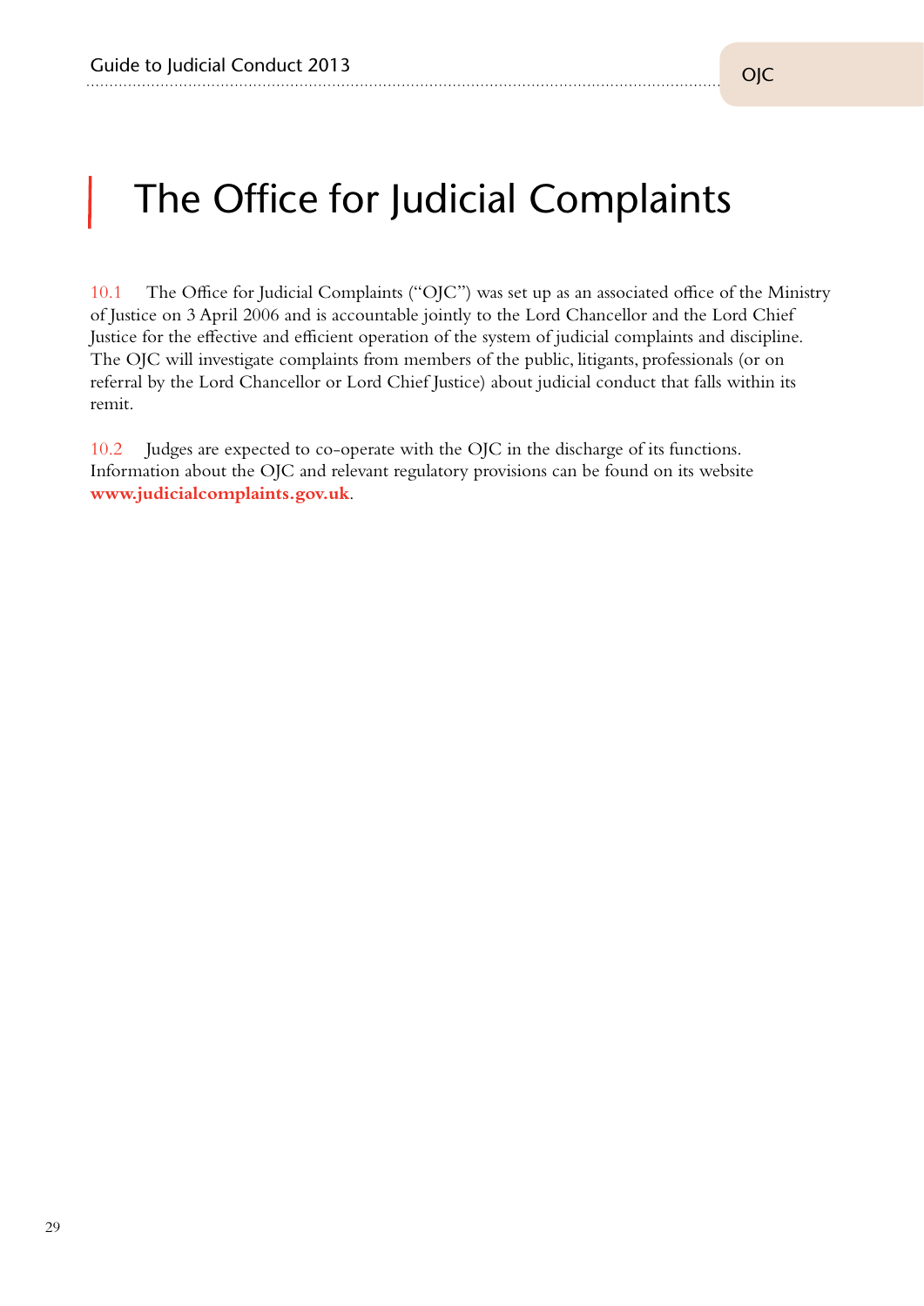# The Office for Judicial Complaints

10.1 The Office for Judicial Complaints ("OJC") was set up as an associated office of the Ministry of Justice on 3 April 2006 and is accountable jointly to the Lord Chancellor and the Lord Chief Justice for the effective and efficient operation of the system of judicial complaints and discipline. The OJC will investigate complaints from members of the public, litigants, professionals (or on referral by the Lord Chancellor or Lord Chief Justice) about judicial conduct that falls within its remit.

10.2 Judges are expected to co-operate with the OJC in the discharge of its functions. Information about the OJC and relevant regulatory provisions can be found on its website **www.judicialcomplaints.gov.uk**.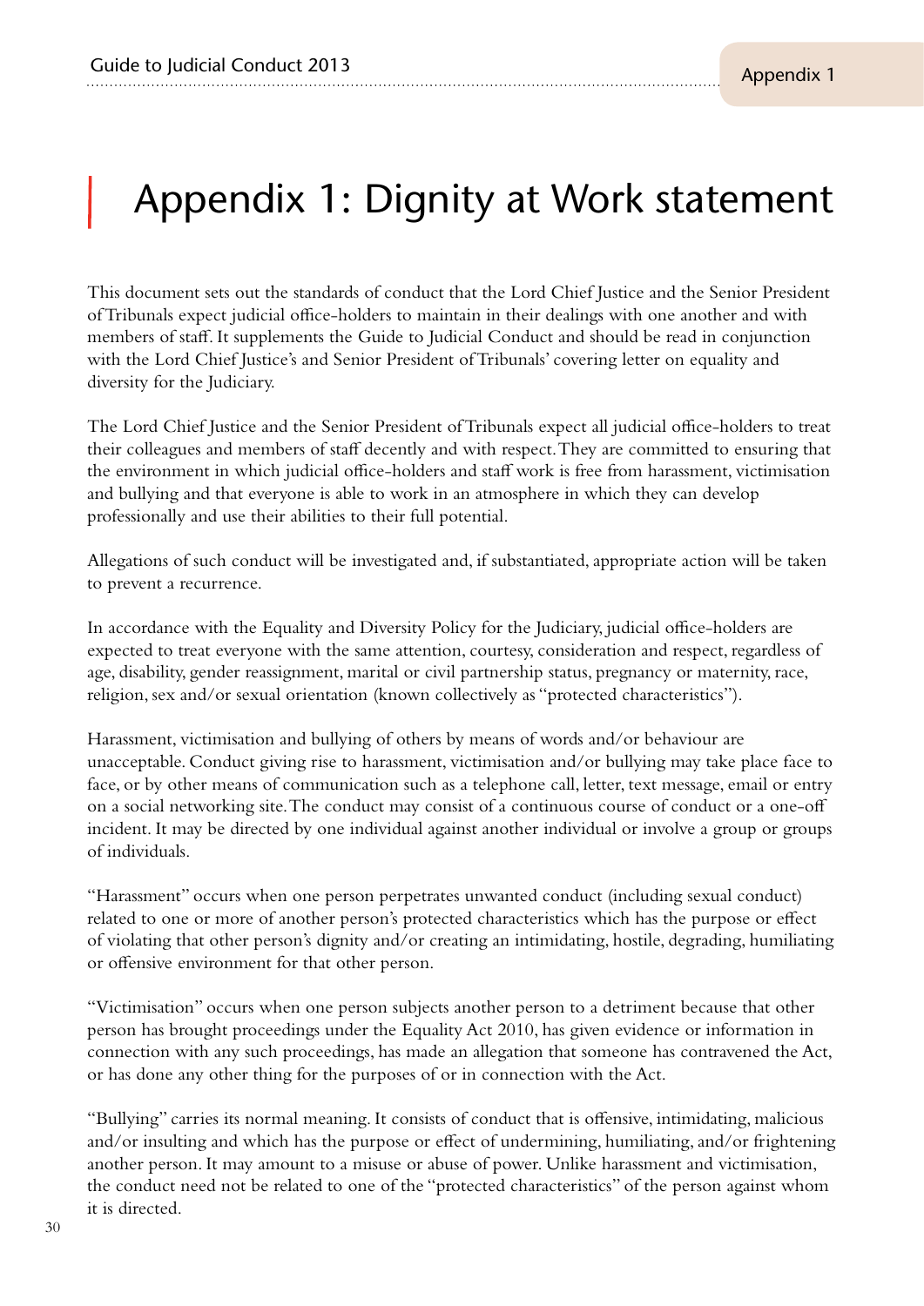# Appendix 1: Dignity at Work statement

This document sets out the standards of conduct that the Lord Chief Justice and the Senior President of Tribunals expect judicial office-holders to maintain in their dealings with one another and with members of staff. It supplements the Guide to Judicial Conduct and should be read in conjunction with the Lord Chief Justice's and Senior President of Tribunals' covering letter on equality and diversity for the Judiciary.

The Lord Chief Justice and the Senior President of Tribunals expect all judicial office-holders to treat their colleagues and members of staff decently and with respect. They are committed to ensuring that the environment in which judicial office-holders and staff work is free from harassment, victimisation and bullying and that everyone is able to work in an atmosphere in which they can develop professionally and use their abilities to their full potential.

Allegations of such conduct will be investigated and, if substantiated, appropriate action will be taken to prevent a recurrence.

In accordance with the Equality and Diversity Policy for the Judiciary, judicial office-holders are expected to treat everyone with the same attention, courtesy, consideration and respect, regardless of age, disability, gender reassignment, marital or civil partnership status, pregnancy or maternity, race, religion, sex and/or sexual orientation (known collectively as "protected characteristics").

Harassment, victimisation and bullying of others by means of words and/or behaviour are unacceptable. Conduct giving rise to harassment, victimisation and/or bullying may take place face to face, or by other means of communication such as a telephone call, letter, text message, email or entry on a social networking site. The conduct may consist of a continuous course of conduct or a one-off incident. It may be directed by one individual against another individual or involve a group or groups of individuals.

"Harassment" occurs when one person perpetrates unwanted conduct (including sexual conduct) related to one or more of another person's protected characteristics which has the purpose or effect of violating that other person's dignity and/or creating an intimidating, hostile, degrading, humiliating or offensive environment for that other person.

"Victimisation" occurs when one person subjects another person to a detriment because that other person has brought proceedings under the Equality Act 2010, has given evidence or information in connection with any such proceedings, has made an allegation that someone has contravened the Act, or has done any other thing for the purposes of or in connection with the Act.

"Bullying" carries its normal meaning. It consists of conduct that is offensive, intimidating, malicious and/or insulting and which has the purpose or effect of undermining, humiliating, and/or frightening another person. It may amount to a misuse or abuse of power. Unlike harassment and victimisation, the conduct need not be related to one of the "protected characteristics" of the person against whom it is directed.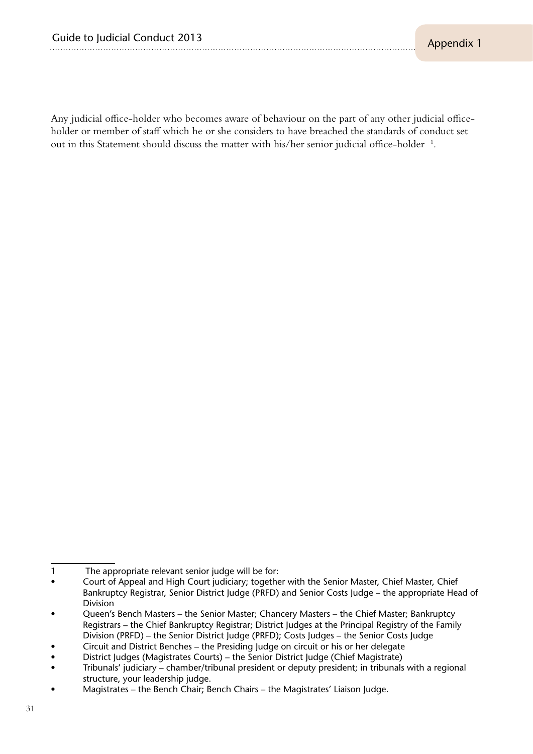Any judicial office-holder who becomes aware of behaviour on the part of any other judicial office-holder or member of staff which he or she considers to have breached the standards of conduct set out in this Statement should discuss the matter with his/her senior judicial office-holder [1].

---

1 The appropriate relevant senior judge will be for:

- Court of Appeal and High Court judiciary; together with the Senior Master, Chief Master, Chief Bankruptcy Registrar, Senior District Judge (PRFD) and Senior Costs Judge – the appropriate Head of Division
- Queen's Bench Masters – the Senior Master; Chancery Masters – the Chief Master; Bankruptcy Registrars – the Chief Bankruptcy Registrar; District Judges at the Principal Registry of the Family Division (PRFD) – the Senior District Judge (PRFD); Costs Judges – the Senior Costs Judge
- Circuit and District Benches – the Presiding Judge on circuit or his or her delegate
- District Judges (Magistrates Courts) – the Senior District Judge (Chief Magistrate)
- Tribunals' judiciary – chamber/tribunal president or deputy president; in tribunals with a regional structure, your leadership judge.
- Magistrates – the Bench Chair; Bench Chairs – the Magistrates' Liaison Judge.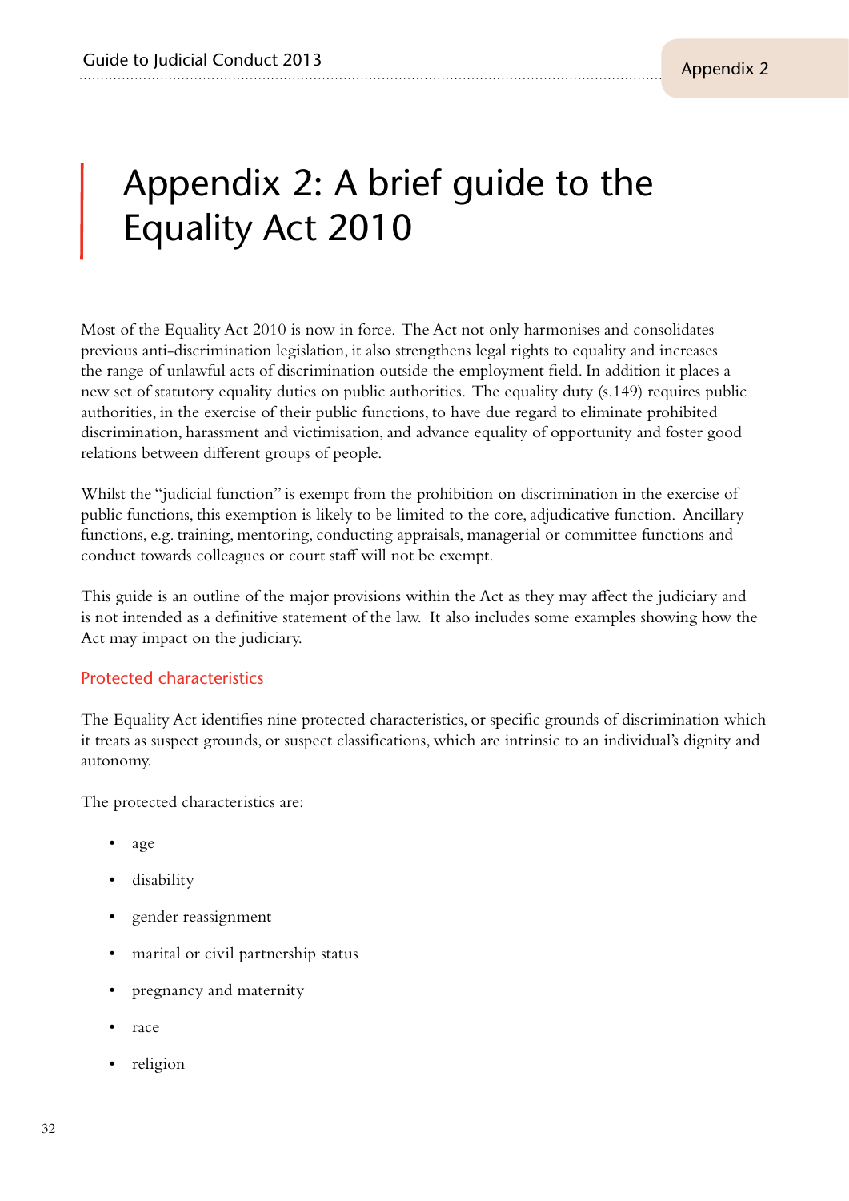# Appendix 2: A brief guide to the Equality Act 2010

Most of the Equality Act 2010 is now in force. The Act not only harmonises and consolidates previous anti-discrimination legislation, it also strengthens legal rights to equality and increases the range of unlawful acts of discrimination outside the employment field. In addition it places a new set of statutory equality duties on public authorities. The equality duty (s.149) requires public authorities, in the exercise of their public functions, to have due regard to eliminate prohibited discrimination, harassment and victimisation, and advance equality of opportunity and foster good relations between different groups of people.

Whilst the "judicial function" is exempt from the prohibition on discrimination in the exercise of public functions, this exemption is likely to be limited to the core, adjudicative function. Ancillary functions, e.g. training, mentoring, conducting appraisals, managerial or committee functions and conduct towards colleagues or court staff will not be exempt.

This guide is an outline of the major provisions within the Act as they may affect the judiciary and is not intended as a definitive statement of the law. It also includes some examples showing how the Act may impact on the judiciary.

## Protected characteristics

The Equality Act identifies nine protected characteristics, or specific grounds of discrimination which it treats as suspect grounds, or suspect classifications, which are intrinsic to an individual's dignity and autonomy.

The protected characteristics are:

- age
- disability
- gender reassignment
- marital or civil partnership status
- pregnancy and maternity
- race
- religion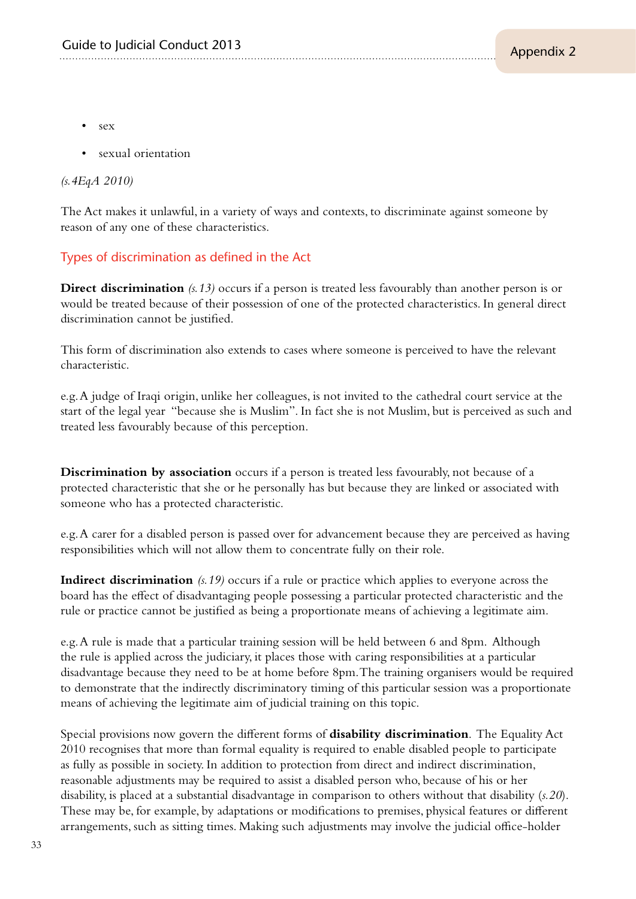- sex
- sexual orientation

*(s.4EqA 2010)*

The Act makes it unlawful, in a variety of ways and contexts, to discriminate against someone by reason of any one of these characteristics.

## Types of discrimination as defined in the Act

**Direct discrimination** *(s.13)* occurs if a person is treated less favourably than another person is or would be treated because of their possession of one of the protected characteristics. In general direct discrimination cannot be justified.

This form of discrimination also extends to cases where someone is perceived to have the relevant characteristic.

e.g. A judge of Iraqi origin, unlike her colleagues, is not invited to the cathedral court service at the start of the legal year "because she is Muslim". In fact she is not Muslim, but is perceived as such and treated less favourably because of this perception.

**Discrimination by association** occurs if a person is treated less favourably, not because of a protected characteristic that she or he personally has but because they are linked or associated with someone who has a protected characteristic.

e.g. A carer for a disabled person is passed over for advancement because they are perceived as having responsibilities which will not allow them to concentrate fully on their role.

**Indirect discrimination** *(s.19)* occurs if a rule or practice which applies to everyone across the board has the effect of disadvantaging people possessing a particular protected characteristic and the rule or practice cannot be justified as being a proportionate means of achieving a legitimate aim.

e.g. A rule is made that a particular training session will be held between 6 and 8pm. Although the rule is applied across the judiciary, it places those with caring responsibilities at a particular disadvantage because they need to be at home before 8pm. The training organisers would be required to demonstrate that the indirectly discriminatory timing of this particular session was a proportionate means of achieving the legitimate aim of judicial training on this topic.

Special provisions now govern the different forms of **disability discrimination**. The Equality Act 2010 recognises that more than formal equality is required to enable disabled people to participate as fully as possible in society. In addition to protection from direct and indirect discrimination, reasonable adjustments may be required to assist a disabled person who, because of his or her disability, is placed at a substantial disadvantage in comparison to others without that disability (*s.20*). These may be, for example, by adaptations or modifications to premises, physical features or different arrangements, such as sitting times. Making such adjustments may involve the judicial office-holder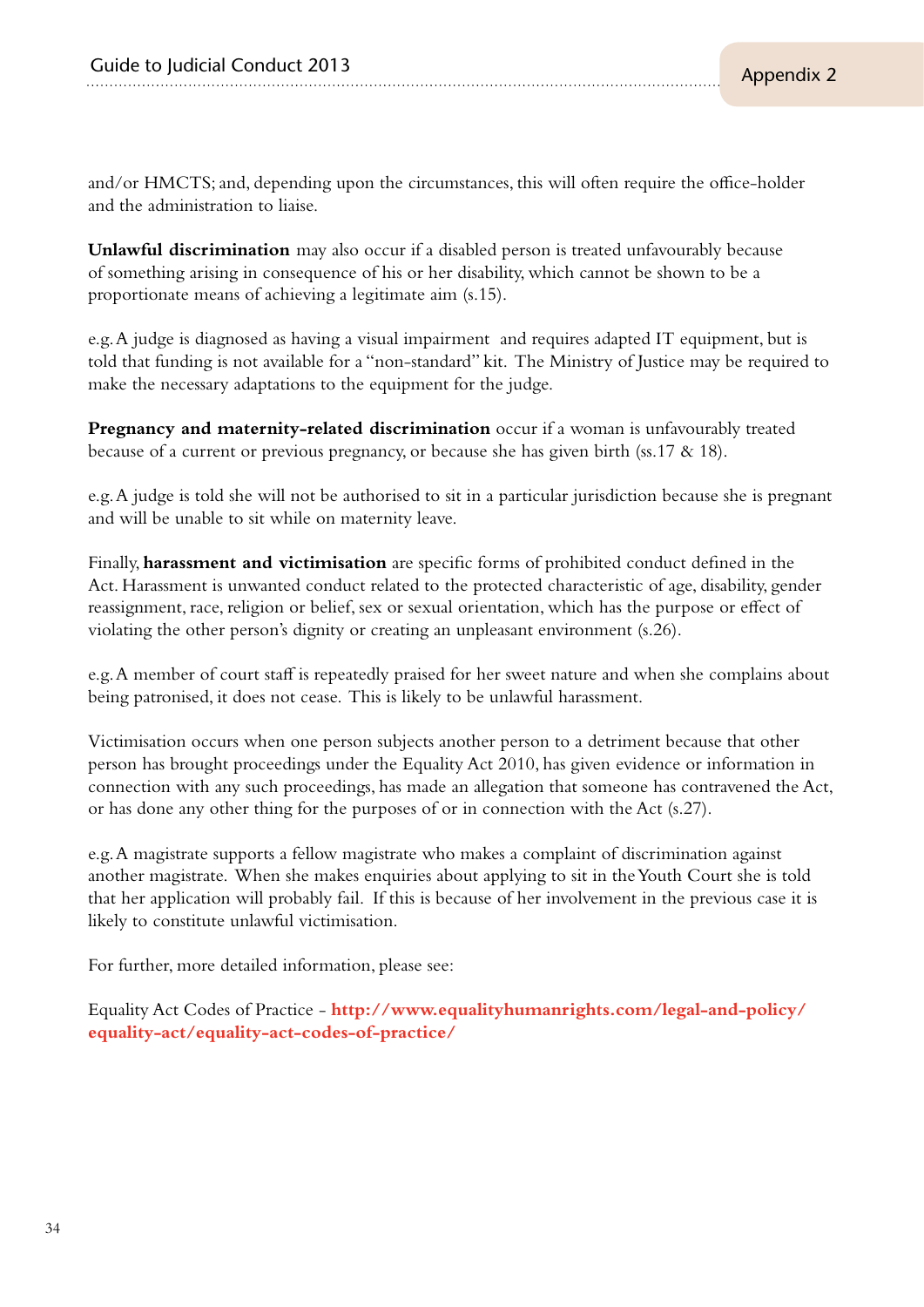and/or HMCTS; and, depending upon the circumstances, this will often require the office-holder and the administration to liaise.

**Unlawful discrimination** may also occur if a disabled person is treated unfavourably because of something arising in consequence of his or her disability, which cannot be shown to be a proportionate means of achieving a legitimate aim (s.15).

e.g. A judge is diagnosed as having a visual impairment and requires adapted IT equipment, but is told that funding is not available for a "non-standard" kit. The Ministry of Justice may be required to make the necessary adaptations to the equipment for the judge.

**Pregnancy and maternity-related discrimination** occur if a woman is unfavourably treated because of a current or previous pregnancy, or because she has given birth (ss.17 & 18).

e.g. A judge is told she will not be authorised to sit in a particular jurisdiction because she is pregnant and will be unable to sit while on maternity leave.

Finally, **harassment and victimisation** are specific forms of prohibited conduct defined in the Act. Harassment is unwanted conduct related to the protected characteristic of age, disability, gender reassignment, race, religion or belief, sex or sexual orientation, which has the purpose or effect of violating the other person's dignity or creating an unpleasant environment (s.26).

e.g. A member of court staff is repeatedly praised for her sweet nature and when she complains about being patronised, it does not cease. This is likely to be unlawful harassment.

Victimisation occurs when one person subjects another person to a detriment because that other person has brought proceedings under the Equality Act 2010, has given evidence or information in connection with any such proceedings, has made an allegation that someone has contravened the Act, or has done any other thing for the purposes of or in connection with the Act (s.27).

e.g. A magistrate supports a fellow magistrate who makes a complaint of discrimination against another magistrate. When she makes enquiries about applying to sit in the Youth Court she is told that her application will probably fail. If this is because of her involvement in the previous case it is likely to constitute unlawful victimisation.

For further, more detailed information, please see:

Equality Act Codes of Practice - **http://www.equalityhumanrights.com/legal-and-policy/equality-act/equality-act-codes-of-practice/**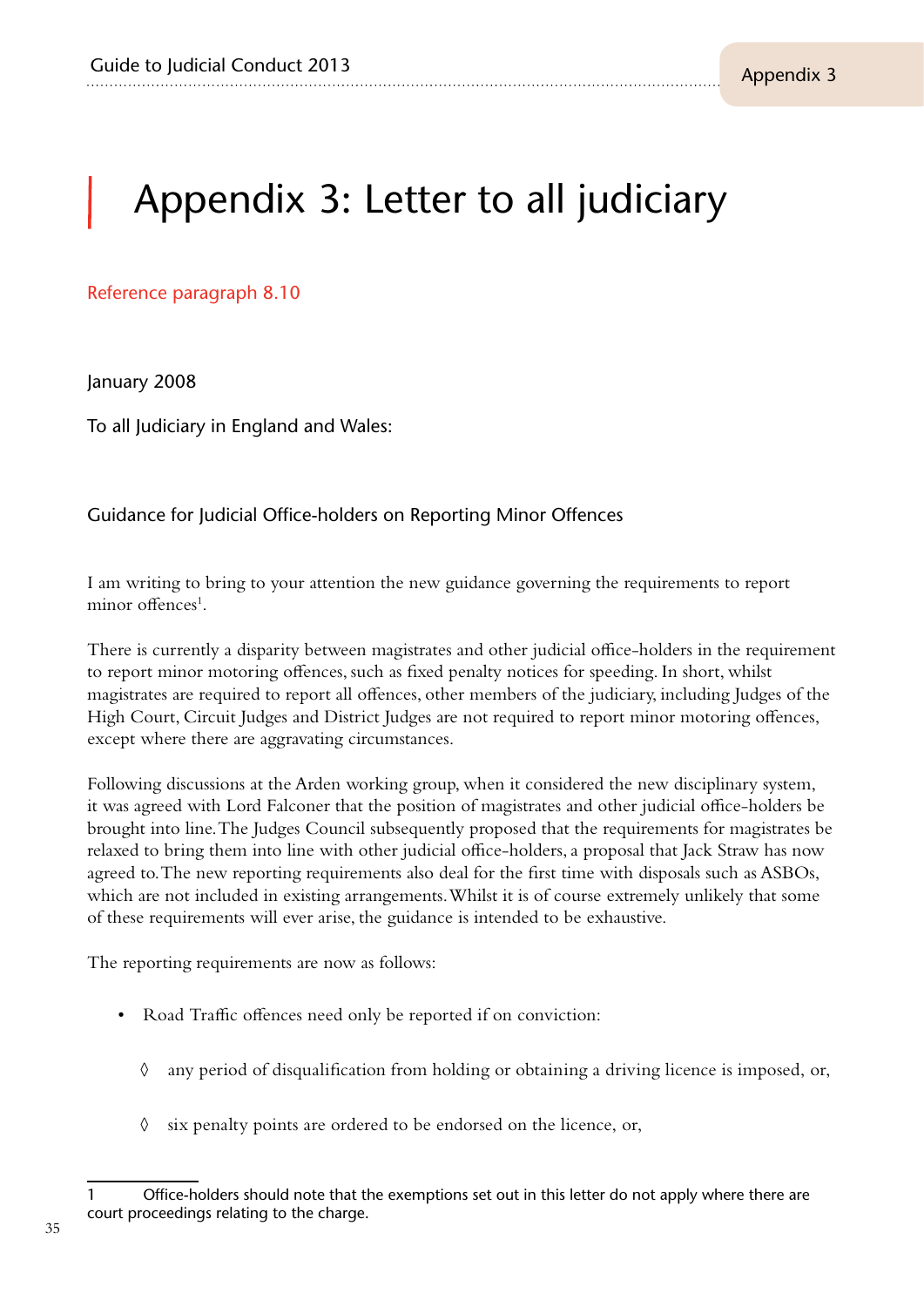# Appendix 3: Letter to all judiciary

Reference paragraph 8.10

January 2008

To all Judiciary in England and Wales:

Guidance for Judicial Office-holders on Reporting Minor Offences

I am writing to bring to your attention the new guidance governing the requirements to report minor offences[1].

There is currently a disparity between magistrates and other judicial office-holders in the requirement to report minor motoring offences, such as fixed penalty notices for speeding. In short, whilst magistrates are required to report all offences, other members of the judiciary, including Judges of the High Court, Circuit Judges and District Judges are not required to report minor motoring offences, except where there are aggravating circumstances.

Following discussions at the Arden working group, when it considered the new disciplinary system, it was agreed with Lord Falconer that the position of magistrates and other judicial office-holders be brought into line. The Judges Council subsequently proposed that the requirements for magistrates be relaxed to bring them into line with other judicial office-holders, a proposal that Jack Straw has now agreed to. The new reporting requirements also deal for the first time with disposals such as ASBOs, which are not included in existing arrangements. Whilst it is of course extremely unlikely that some of these requirements will ever arise, the guidance is intended to be exhaustive.

The reporting requirements are now as follows:

- Road Traffic offences need only be reported if on conviction:
  - ◊ any period of disqualification from holding or obtaining a driving licence is imposed, or,
  - ◊ six penalty points are ordered to be endorsed on the licence, or,

[1] Office-holders should note that the exemptions set out in this letter do not apply where there are court proceedings relating to the charge.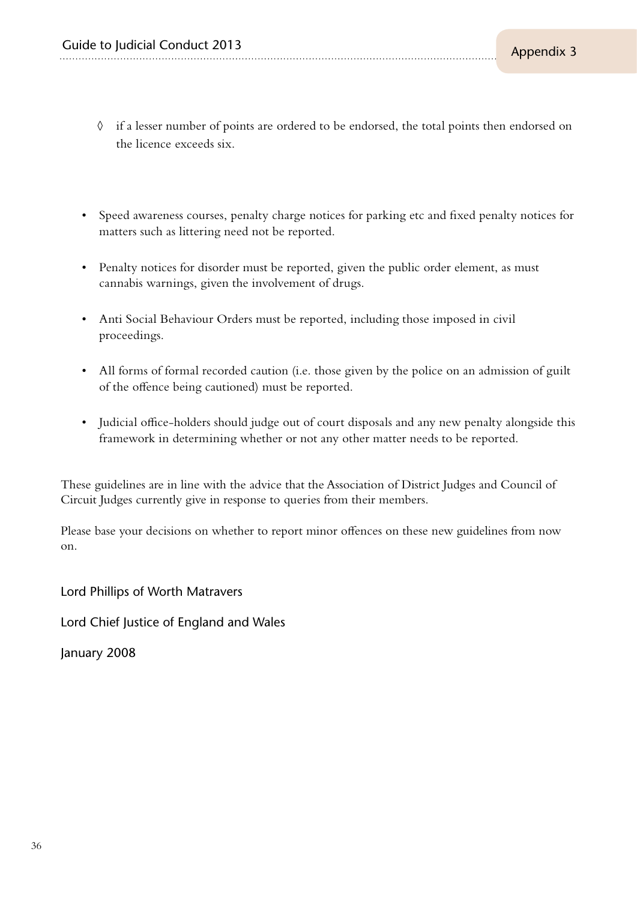- ◊ if a lesser number of points are ordered to be endorsed, the total points then endorsed on the licence exceeds six.

- Speed awareness courses, penalty charge notices for parking etc and fixed penalty notices for matters such as littering need not be reported.
- Penalty notices for disorder must be reported, given the public order element, as must cannabis warnings, given the involvement of drugs.
- Anti Social Behaviour Orders must be reported, including those imposed in civil proceedings.
- All forms of formal recorded caution (i.e. those given by the police on an admission of guilt of the offence being cautioned) must be reported.
- Judicial office-holders should judge out of court disposals and any new penalty alongside this framework in determining whether or not any other matter needs to be reported.

These guidelines are in line with the advice that the Association of District Judges and Council of Circuit Judges currently give in response to queries from their members.

Please base your decisions on whether to report minor offences on these new guidelines from now on.

Lord Phillips of Worth Matravers

Lord Chief Justice of England and Wales

January 2008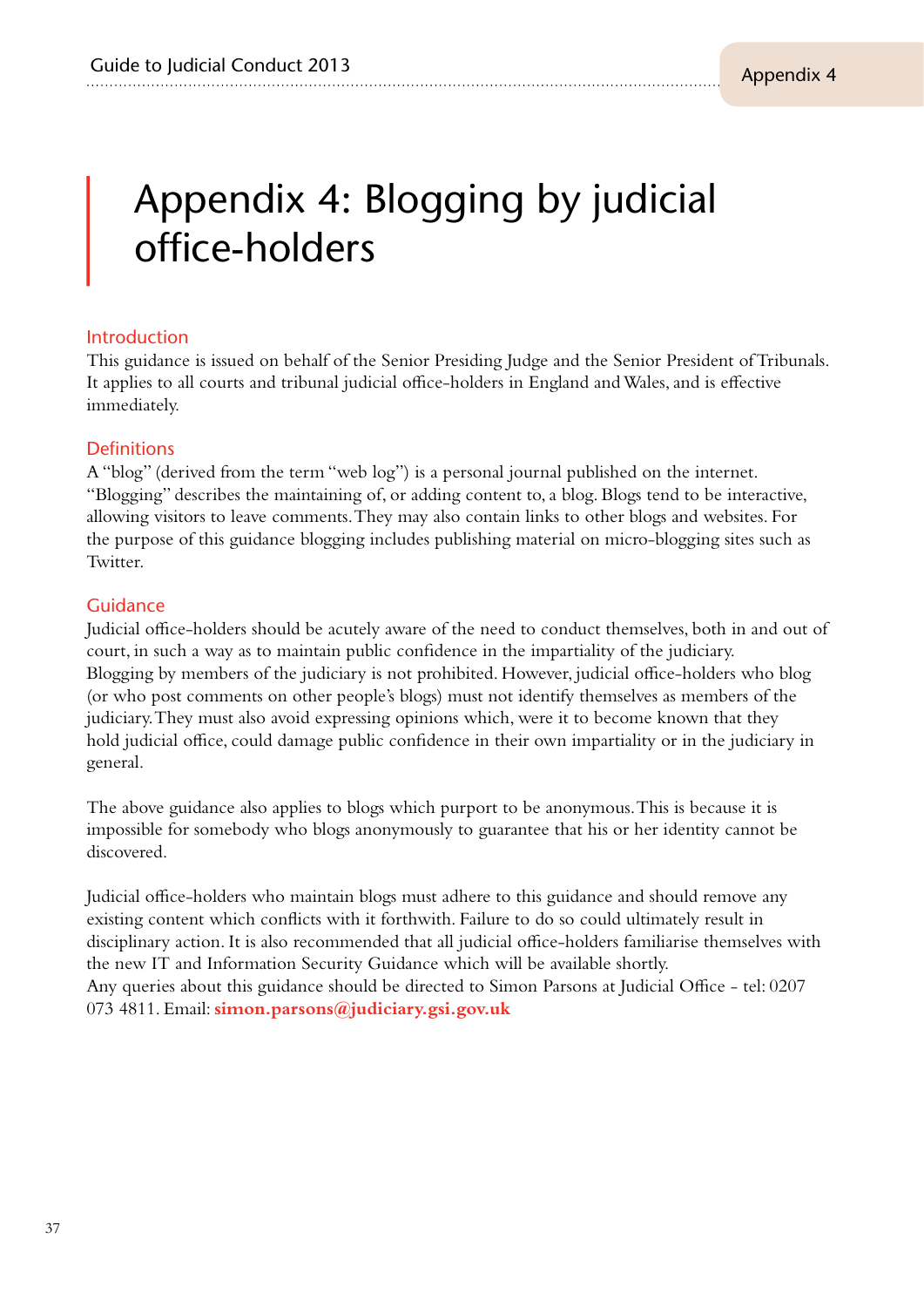# Appendix 4: Blogging by judicial office-holders

## Introduction

This guidance is issued on behalf of the Senior Presiding Judge and the Senior President of Tribunals. It applies to all courts and tribunal judicial office-holders in England and Wales, and is effective immediately.

## Definitions

A "blog" (derived from the term "web log") is a personal journal published on the internet. "Blogging" describes the maintaining of, or adding content to, a blog. Blogs tend to be interactive, allowing visitors to leave comments. They may also contain links to other blogs and websites. For the purpose of this guidance blogging includes publishing material on micro-blogging sites such as Twitter.

## Guidance

Judicial office-holders should be acutely aware of the need to conduct themselves, both in and out of court, in such a way as to maintain public confidence in the impartiality of the judiciary. Blogging by members of the judiciary is not prohibited. However, judicial office-holders who blog (or who post comments on other people's blogs) must not identify themselves as members of the judiciary. They must also avoid expressing opinions which, were it to become known that they hold judicial office, could damage public confidence in their own impartiality or in the judiciary in general.

The above guidance also applies to blogs which purport to be anonymous. This is because it is impossible for somebody who blogs anonymously to guarantee that his or her identity cannot be discovered.

Judicial office-holders who maintain blogs must adhere to this guidance and should remove any existing content which conflicts with it forthwith. Failure to do so could ultimately result in disciplinary action. It is also recommended that all judicial office-holders familiarise themselves with the new IT and Information Security Guidance which will be available shortly.
Any queries about this guidance should be directed to Simon Parsons at Judicial Office - tel: 0207 073 4811. Email: **simon.parsons@judiciary.gsi.gov.uk**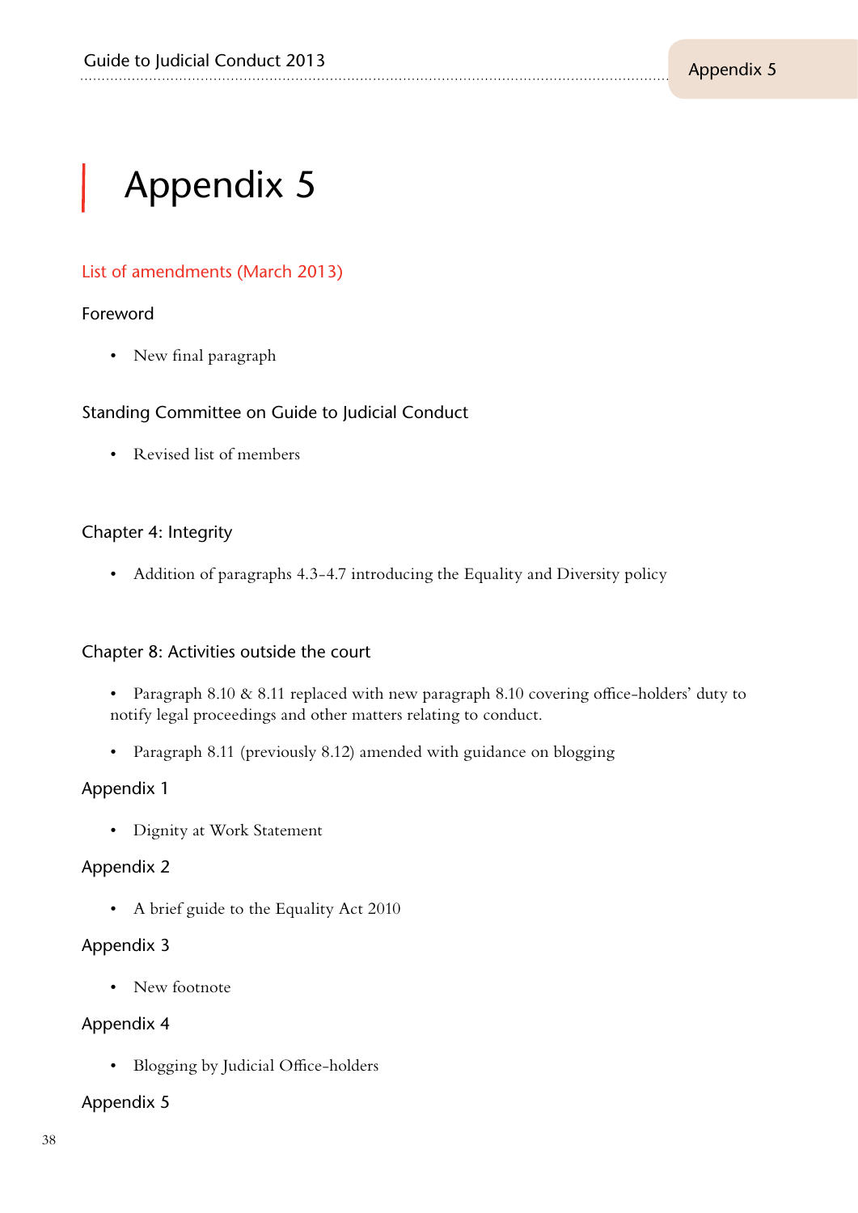# Appendix 5

## List of amendments (March 2013)

### Foreword

- New final paragraph

### Standing Committee on Guide to Judicial Conduct

- Revised list of members

### Chapter 4: Integrity

- Addition of paragraphs 4.3-4.7 introducing the Equality and Diversity policy

### Chapter 8: Activities outside the court

- Paragraph 8.10 & 8.11 replaced with new paragraph 8.10 covering office-holders' duty to notify legal proceedings and other matters relating to conduct.
- Paragraph 8.11 (previously 8.12) amended with guidance on blogging

### Appendix 1

- Dignity at Work Statement

### Appendix 2

- A brief guide to the Equality Act 2010

### Appendix 3

- New footnote

### Appendix 4

- Blogging by Judicial Office-holders

### Appendix 5